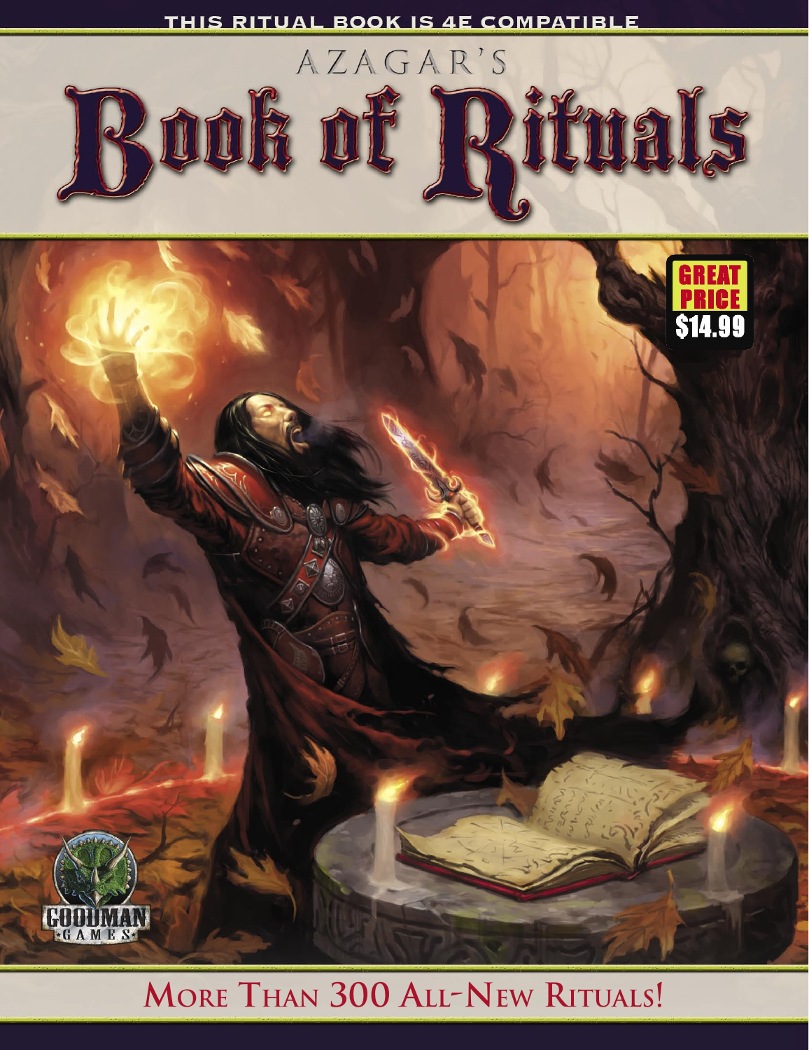THIS RITUAL BOOK IS 4E COMPATIBLE

# AZAGAR'S Book of Rituals

GREAT PRICE $14.99

GOODMAN GAMES

**MORE THAN 300 ALL-NEW RITUALS!**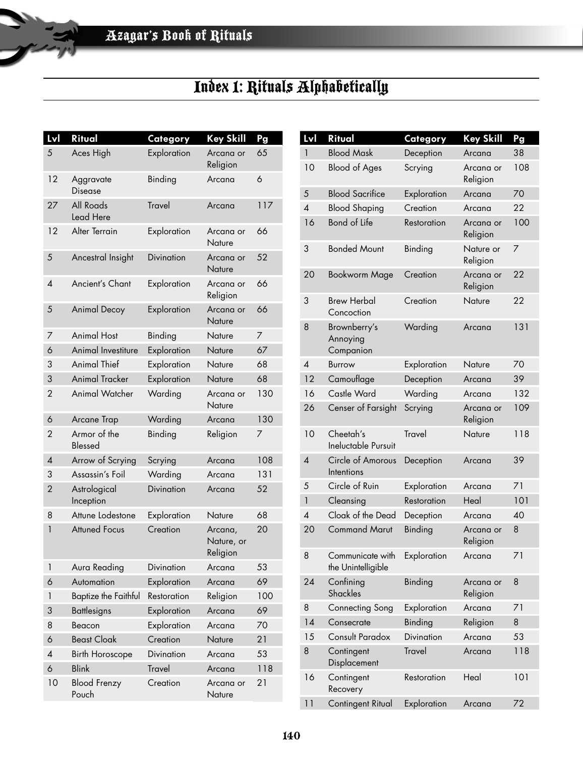# Index 1: Rituals Alphabetically

| Lvl | Ritual | Category | Key Skill | Pg |
|---|---|---|---|---|
| 5 | Aces High | Exploration | Arcana or Religion | 65 |
| 12 | Aggravate Disease | Binding | Arcana | 6 |
| 27 | All Roads Lead Here | Travel | Arcana | 117 |
| 12 | Alter Terrain | Exploration | Arcana or Nature | 66 |
| 5 | Ancestral Insight | Divination | Arcana or Nature | 52 |
| 4 | Ancient's Chant | Exploration | Arcana or Religion | 66 |
| 5 | Animal Decoy | Exploration | Arcana or Nature | 66 |
| 7 | Animal Host | Binding | Nature | 7 |
| 6 | Animal Investiture | Exploration | Nature | 67 |
| 3 | Animal Thief | Exploration | Nature | 68 |
| 3 | Animal Tracker | Exploration | Nature | 68 |
| 2 | Animal Watcher | Warding | Arcana or Nature | 130 |
| 6 | Arcane Trap | Warding | Arcana | 130 |
| 2 | Armor of the Blessed | Binding | Religion | 7 |
| 4 | Arrow of Scrying | Scrying | Arcana | 108 |
| 3 | Assassin's Foil | Warding | Arcana | 131 |
| 2 | Astrological Inception | Divination | Arcana | 52 |
| 8 | Attune Lodestone | Exploration | Nature | 68 |
| 1 | Attuned Focus | Creation | Arcana, Nature, or Religion | 20 |
| 1 | Aura Reading | Divination | Arcana | 53 |
| 6 | Automation | Exploration | Arcana | 69 |
| 1 | Baptize the Faithful | Restoration | Religion | 100 |
| 3 | Battlesigns | Exploration | Arcana | 69 |
| 8 | Beacon | Exploration | Arcana | 70 |
| 6 | Beast Cloak | Creation | Nature | 21 |
| 4 | Birth Horoscope | Divination | Arcana | 53 |
| 6 | Blink | Travel | Arcana | 118 |
| 10 | Blood Frenzy Pouch | Creation | Arcana or Nature | 21 |
| 1 | Blood Mask | Deception | Arcana | 38 |
| 10 | Blood of Ages | Scrying | Arcana or Religion | 108 |
| 5 | Blood Sacrifice | Exploration | Arcana | 70 |
| 4 | Blood Shaping | Creation | Arcana | 22 |
| 16 | Bond of Life | Restoration | Arcana or Religion | 100 |
| 3 | Bonded Mount | Binding | Nature or Religion | 7 |
| 20 | Bookworm Mage | Creation | Arcana or Religion | 22 |
| 3 | Brew Herbal Concoction | Creation | Nature | 22 |
| 8 | Brownberry's Annoying Companion | Warding | Arcana | 131 |
| 4 | Burrow | Exploration | Nature | 70 |
| 12 | Camouflage | Deception | Arcana | 39 |
| 16 | Castle Ward | Warding | Arcana | 132 |
| 26 | Censer of Farsight | Scrying | Arcana or Religion | 109 |
| 10 | Cheetah's Ineluctable Pursuit | Travel | Nature | 118 |
| 4 | Circle of Amorous Intentions | Deception | Arcana | 39 |
| 5 | Circle of Ruin | Exploration | Arcana | 71 |
| 1 | Cleansing | Restoration | Heal | 101 |
| 4 | Cloak of the Dead | Deception | Arcana | 40 |
| 20 | Command Marut | Binding | Arcana or Religion | 8 |
| 8 | Communicate with the Unintelligible | Exploration | Arcana | 71 |
| 24 | Confining Shackles | Binding | Arcana or Religion | 8 |
| 8 | Connecting Song | Exploration | Arcana | 71 |
| 14 | Consecrate | Binding | Religion | 8 |
| 15 | Consult Paradox | Divination | Arcana | 53 |
| 8 | Contingent Displacement | Travel | Arcana | 118 |
| 16 | Contingent Recovery | Restoration | Heal | 101 |
| 11 | Contingent Ritual | Exploration | Arcana | 72 |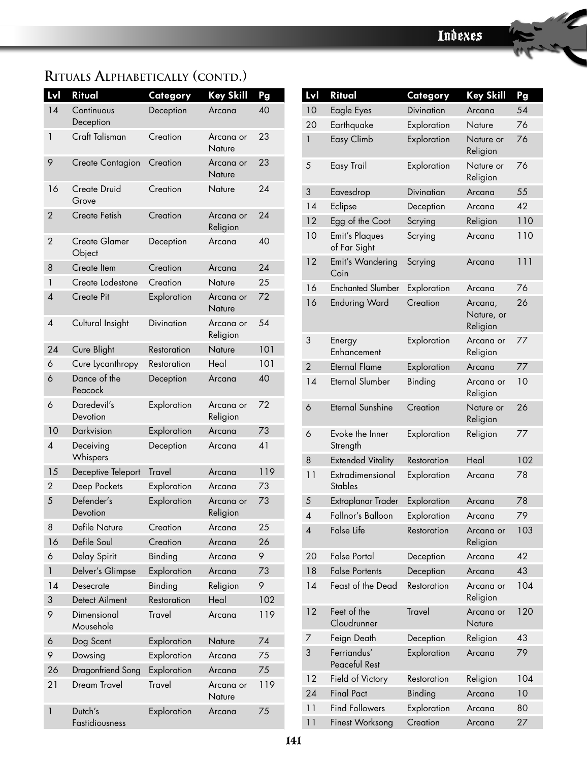## Rituals Alphabetically (contd.)

| Lvl | Ritual | Category | Key Skill | Pg |
|---|---|---|---|---|
| 14 | Continuous Deception | Deception | Arcana | 40 |
| 1 | Craft Talisman | Creation | Arcana or Nature | 23 |
| 9 | Create Contagion | Creation | Arcana or Nature | 23 |
| 16 | Create Druid Grove | Creation | Nature | 24 |
| 2 | Create Fetish | Creation | Arcana or Religion | 24 |
| 2 | Create Glamer Object | Deception | Arcana | 40 |
| 8 | Create Item | Creation | Arcana | 24 |
| 1 | Create Lodestone | Creation | Nature | 25 |
| 4 | Create Pit | Exploration | Arcana or Nature | 72 |
| 4 | Cultural Insight | Divination | Arcana or Religion | 54 |
| 24 | Cure Blight | Restoration | Nature | 101 |
| 6 | Cure Lycanthropy | Restoration | Heal | 101 |
| 6 | Dance of the Peacock | Deception | Arcana | 40 |
| 6 | Daredevil's Devotion | Exploration | Arcana or Religion | 72 |
| 10 | Darkvision | Exploration | Arcana | 73 |
| 4 | Deceiving Whispers | Deception | Arcana | 41 |
| 15 | Deceptive Teleport | Travel | Arcana | 119 |
| 2 | Deep Pockets | Exploration | Arcana | 73 |
| 5 | Defender's Devotion | Exploration | Arcana or Religion | 73 |
| 8 | Defile Nature | Creation | Arcana | 25 |
| 16 | Defile Soul | Creation | Arcana | 26 |
| 6 | Delay Spirit | Binding | Arcana | 9 |
| 1 | Delver's Glimpse | Exploration | Arcana | 73 |
| 14 | Desecrate | Binding | Religion | 9 |
| 3 | Detect Ailment | Restoration | Heal | 102 |
| 9 | Dimensional Mousehole | Travel | Arcana | 119 |
| 6 | Dog Scent | Exploration | Nature | 74 |
| 9 | Dowsing | Exploration | Arcana | 75 |
| 26 | Dragonfriend Song | Exploration | Arcana | 75 |
| 21 | Dream Travel | Travel | Arcana or Nature | 119 |
| 1 | Dutch's Fastidiousness | Exploration | Arcana | 75 |
| 10 | Eagle Eyes | Divination | Arcana | 54 |
| 20 | Earthquake | Exploration | Nature | 76 |
| 1 | Easy Climb | Exploration | Nature or Religion | 76 |
| 5 | Easy Trail | Exploration | Nature or Religion | 76 |
| 3 | Eavesdrop | Divination | Arcana | 55 |
| 14 | Eclipse | Deception | Arcana | 42 |
| 12 | Egg of the Coot | Scrying | Religion | 110 |
| 10 | Emit's Plaques of Far Sight | Scrying | Arcana | 110 |
| 12 | Emit's Wandering Coin | Scrying | Arcana | 111 |
| 16 | Enchanted Slumber | Exploration | Arcana | 76 |
| 16 | Enduring Ward | Creation | Arcana, Nature, or Religion | 26 |
| 3 | Energy Enhancement | Exploration | Arcana or Religion | 77 |
| 2 | Eternal Flame | Exploration | Arcana | 77 |
| 14 | Eternal Slumber | Binding | Arcana or Religion | 10 |
| 6 | Eternal Sunshine | Creation | Nature or Religion | 26 |
| 6 | Evoke the Inner Strength | Exploration | Religion | 77 |
| 8 | Extended Vitality | Restoration | Heal | 102 |
| 11 | Extradimensional Stables | Exploration | Arcana | 78 |
| 5 | Extraplanar Trader | Exploration | Arcana | 78 |
| 4 | Fallnor's Balloon | Exploration | Arcana | 79 |
| 4 | False Life | Restoration | Arcana or Religion | 103 |
| 20 | False Portal | Deception | Arcana | 42 |
| 18 | False Portents | Deception | Arcana | 43 |
| 14 | Feast of the Dead | Restoration | Arcana or Religion | 104 |
| 12 | Feet of the Cloudrunner | Travel | Arcana or Nature | 120 |
| 7 | Feign Death | Deception | Religion | 43 |
| 3 | Ferriandus' Peaceful Rest | Exploration | Arcana | 79 |
| 12 | Field of Victory | Restoration | Religion | 104 |
| 24 | Final Pact | Binding | Arcana | 10 |
| 11 | Find Followers | Exploration | Arcana | 80 |
| 11 | Finest Worksong | Creation | Arcana | 27 |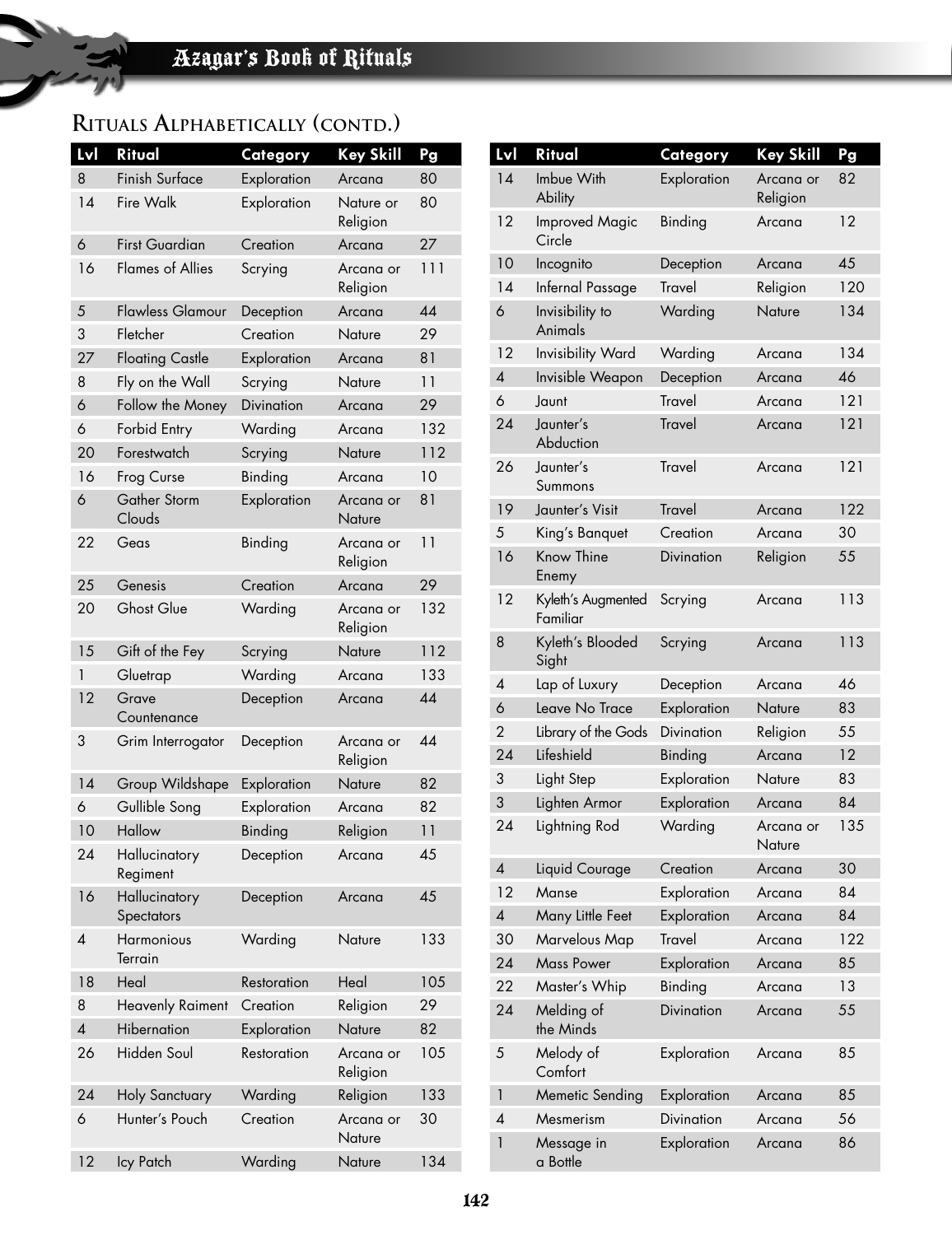## Rituals Alphabetically (contd.)

| Lvl | Ritual | Category | Key Skill | Pg |
|---|---|---|---|---|
| 8 | Finish Surface | Exploration | Arcana | 80 |
| 14 | Fire Walk | Exploration | Nature or Religion | 80 |
| 6 | First Guardian | Creation | Arcana | 27 |
| 16 | Flames of Allies | Scrying | Arcana or Religion | 111 |
| 5 | Flawless Glamour | Deception | Arcana | 44 |
| 3 | Fletcher | Creation | Nature | 29 |
| 27 | Floating Castle | Exploration | Arcana | 81 |
| 8 | Fly on the Wall | Scrying | Nature | 11 |
| 6 | Follow the Money | Divination | Arcana | 29 |
| 6 | Forbid Entry | Warding | Arcana | 132 |
| 20 | Forestwatch | Scrying | Nature | 112 |
| 16 | Frog Curse | Binding | Arcana | 10 |
| 6 | Gather Storm Clouds | Exploration | Arcana or Nature | 81 |
| 22 | Geas | Binding | Arcana or Religion | 11 |
| 25 | Genesis | Creation | Arcana | 29 |
| 20 | Ghost Glue | Warding | Arcana or Religion | 132 |
| 15 | Gift of the Fey | Scrying | Nature | 112 |
| 1 | Gluetrap | Warding | Arcana | 133 |
| 12 | Grave Countenance | Deception | Arcana | 44 |
| 3 | Grim Interrogator | Deception | Arcana or Religion | 44 |
| 14 | Group Wildshape | Exploration | Nature | 82 |
| 6 | Gullible Song | Exploration | Arcana | 82 |
| 10 | Hallow | Binding | Religion | 11 |
| 24 | Hallucinatory Regiment | Deception | Arcana | 45 |
| 16 | Hallucinatory Spectators | Deception | Arcana | 45 |
| 4 | Harmonious Terrain | Warding | Nature | 133 |
| 18 | Heal | Restoration | Heal | 105 |
| 8 | Heavenly Raiment | Creation | Religion | 29 |
| 4 | Hibernation | Exploration | Nature | 82 |
| 26 | Hidden Soul | Restoration | Arcana or Religion | 105 |
| 24 | Holy Sanctuary | Warding | Religion | 133 |
| 6 | Hunter's Pouch | Creation | Arcana or Nature | 30 |
| 12 | Icy Patch | Warding | Nature | 134 |
| 14 | Imbue With Ability | Exploration | Arcana or Religion | 82 |
| 12 | Improved Magic Circle | Binding | Arcana | 12 |
| 10 | Incognito | Deception | Arcana | 45 |
| 14 | Infernal Passage | Travel | Religion | 120 |
| 6 | Invisibility to Animals | Warding | Nature | 134 |
| 12 | Invisibility Ward | Warding | Arcana | 134 |
| 4 | Invisible Weapon | Deception | Arcana | 46 |
| 6 | Jaunt | Travel | Arcana | 121 |
| 24 | Jaunter's Abduction | Travel | Arcana | 121 |
| 26 | Jaunter's Summons | Travel | Arcana | 121 |
| 19 | Jaunter's Visit | Travel | Arcana | 122 |
| 5 | King's Banquet | Creation | Arcana | 30 |
| 16 | Know Thine Enemy | Divination | Religion | 55 |
| 12 | Kyleth's Augmented Familiar | Scrying | Arcana | 113 |
| 8 | Kyleth's Blooded Sight | Scrying | Arcana | 113 |
| 4 | Lap of Luxury | Deception | Arcana | 46 |
| 6 | Leave No Trace | Exploration | Nature | 83 |
| 2 | Library of the Gods | Divination | Religion | 55 |
| 24 | Lifeshield | Binding | Arcana | 12 |
| 3 | Light Step | Exploration | Nature | 83 |
| 3 | Lighten Armor | Exploration | Arcana | 84 |
| 24 | Lightning Rod | Warding | Arcana or Nature | 135 |
| 4 | Liquid Courage | Creation | Arcana | 30 |
| 12 | Manse | Exploration | Arcana | 84 |
| 4 | Many Little Feet | Exploration | Arcana | 84 |
| 30 | Marvelous Map | Travel | Arcana | 122 |
| 24 | Mass Power | Exploration | Arcana | 85 |
| 22 | Master's Whip | Binding | Arcana | 13 |
| 24 | Melding of the Minds | Divination | Arcana | 55 |
| 5 | Melody of Comfort | Exploration | Arcana | 85 |
| 1 | Memetic Sending | Exploration | Arcana | 85 |
| 4 | Mesmerism | Divination | Arcana | 56 |
| 1 | Message in a Bottle | Exploration | Arcana | 86 |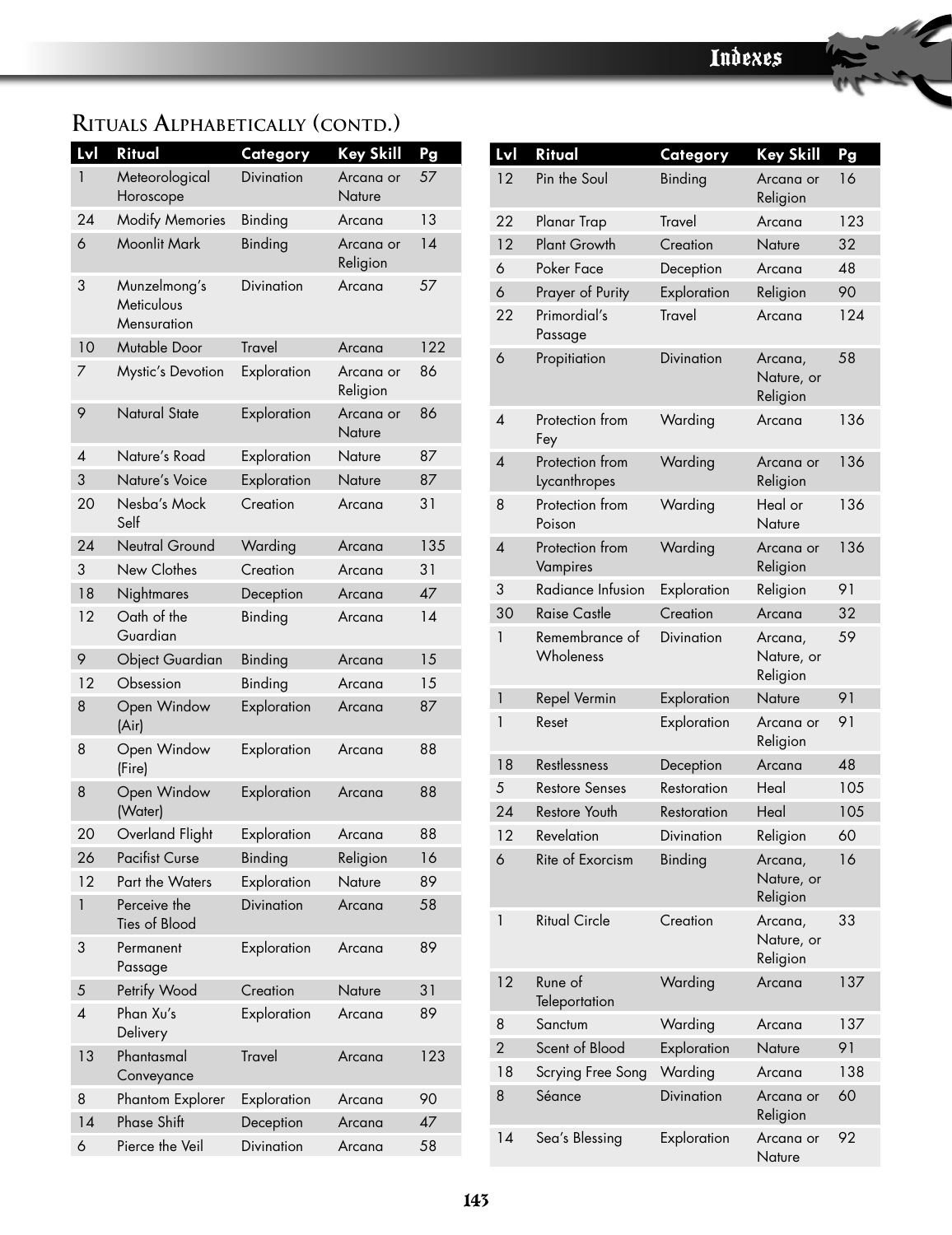## Rituals Alphabetically (contd.)

| Lvl | Ritual | Category | Key Skill | Pg |
|---|---|---|---|---|
| 1 | Meteorological Horoscope | Divination | Arcana or Nature | 57 |
| 24 | Modify Memories | Binding | Arcana | 13 |
| 6 | Moonlit Mark | Binding | Arcana or Religion | 14 |
| 3 | Munzelmong's Meticulous Mensuration | Divination | Arcana | 57 |
| 10 | Mutable Door | Travel | Arcana | 122 |
| 7 | Mystic's Devotion | Exploration | Arcana or Religion | 86 |
| 9 | Natural State | Exploration | Arcana or Nature | 86 |
| 4 | Nature's Road | Exploration | Nature | 87 |
| 3 | Nature's Voice | Exploration | Nature | 87 |
| 20 | Nesba's Mock Self | Creation | Arcana | 31 |
| 24 | Neutral Ground | Warding | Arcana | 135 |
| 3 | New Clothes | Creation | Arcana | 31 |
| 18 | Nightmares | Deception | Arcana | 47 |
| 12 | Oath of the Guardian | Binding | Arcana | 14 |
| 9 | Object Guardian | Binding | Arcana | 15 |
| 12 | Obsession | Binding | Arcana | 15 |
| 8 | Open Window (Air) | Exploration | Arcana | 87 |
| 8 | Open Window (Fire) | Exploration | Arcana | 88 |
| 8 | Open Window (Water) | Exploration | Arcana | 88 |
| 20 | Overland Flight | Exploration | Arcana | 88 |
| 26 | Pacifist Curse | Binding | Religion | 16 |
| 12 | Part the Waters | Exploration | Nature | 89 |
| 1 | Perceive the Ties of Blood | Divination | Arcana | 58 |
| 3 | Permanent Passage | Exploration | Arcana | 89 |
| 5 | Petrify Wood | Creation | Nature | 31 |
| 4 | Phan Xu's Delivery | Exploration | Arcana | 89 |
| 13 | Phantasmal Conveyance | Travel | Arcana | 123 |
| 8 | Phantom Explorer | Exploration | Arcana | 90 |
| 14 | Phase Shift | Deception | Arcana | 47 |
| 6 | Pierce the Veil | Divination | Arcana | 58 |
| 12 | Pin the Soul | Binding | Arcana or Religion | 16 |
| 22 | Planar Trap | Travel | Arcana | 123 |
| 12 | Plant Growth | Creation | Nature | 32 |
| 6 | Poker Face | Deception | Arcana | 48 |
| 6 | Prayer of Purity | Exploration | Religion | 90 |
| 22 | Primordial's Passage | Travel | Arcana | 124 |
| 6 | Propitiation | Divination | Arcana, Nature, or Religion | 58 |
| 4 | Protection from Fey | Warding | Arcana | 136 |
| 4 | Protection from Lycanthropes | Warding | Arcana or Religion | 136 |
| 8 | Protection from Poison | Warding | Heal or Nature | 136 |
| 4 | Protection from Vampires | Warding | Arcana or Religion | 136 |
| 3 | Radiance Infusion | Exploration | Religion | 91 |
| 30 | Raise Castle | Creation | Arcana | 32 |
| 1 | Remembrance of Wholeness | Divination | Arcana, Nature, or Religion | 59 |
| 1 | Repel Vermin | Exploration | Nature | 91 |
| 1 | Reset | Exploration | Arcana or Religion | 91 |
| 18 | Restlessness | Deception | Arcana | 48 |
| 5 | Restore Senses | Restoration | Heal | 105 |
| 24 | Restore Youth | Restoration | Heal | 105 |
| 12 | Revelation | Divination | Religion | 60 |
| 6 | Rite of Exorcism | Binding | Arcana, Nature, or Religion | 16 |
| 1 | Ritual Circle | Creation | Arcana, Nature, or Religion | 33 |
| 12 | Rune of Teleportation | Warding | Arcana | 137 |
| 8 | Sanctum | Warding | Arcana | 137 |
| 2 | Scent of Blood | Exploration | Nature | 91 |
| 18 | Scrying Free Song | Warding | Arcana | 138 |
| 8 | Séance | Divination | Arcana or Religion | 60 |
| 14 | Sea's Blessing | Exploration | Arcana or Nature | 92 |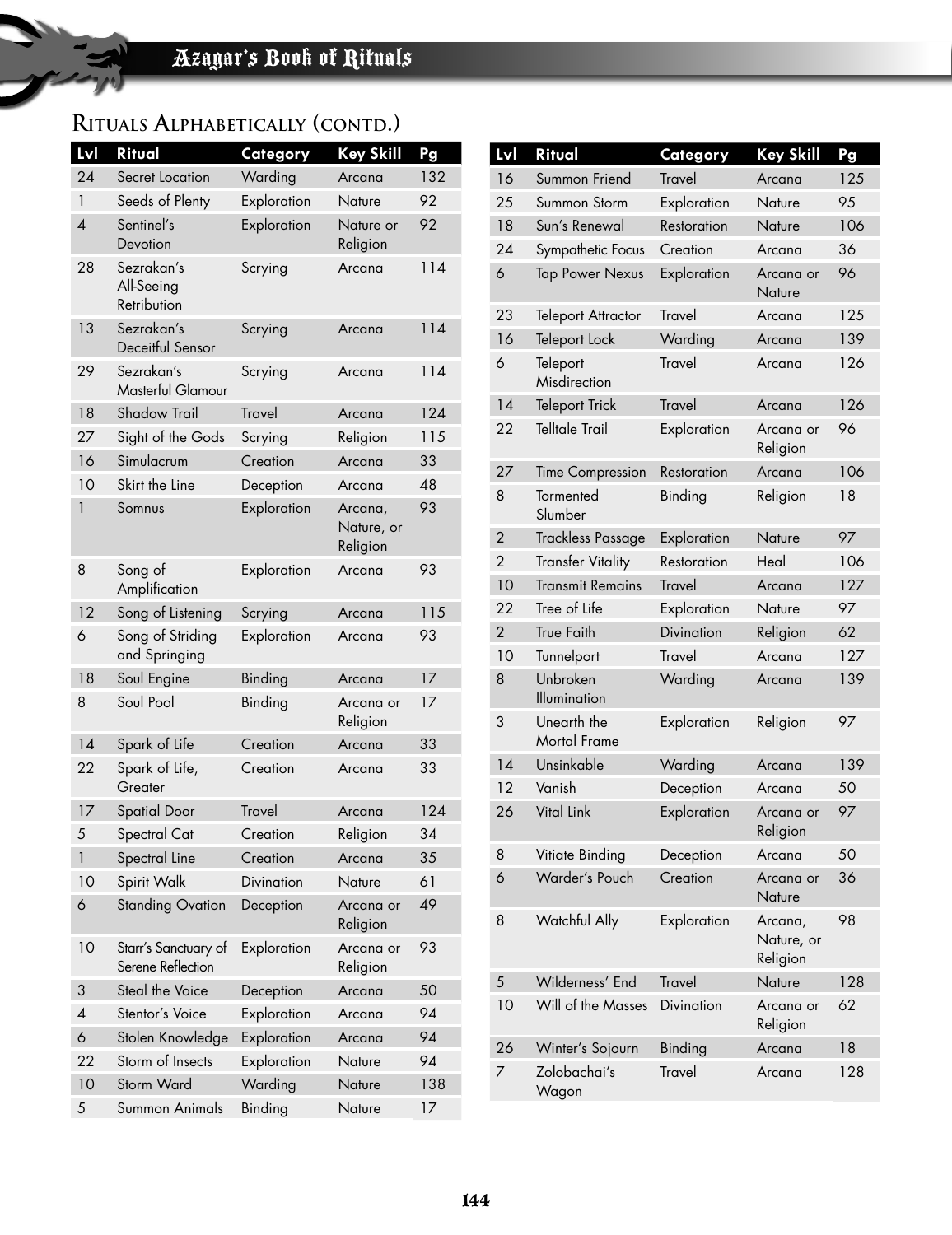## Rituals Alphabetically (contd.)

| Lvl | Ritual | Category | Key Skill | Pg |
|---|---|---|---|---|
| 24 | Secret Location | Warding | Arcana | 132 |
| 1 | Seeds of Plenty | Exploration | Nature | 92 |
| 4 | Sentinel's Devotion | Exploration | Nature or Religion | 92 |
| 28 | Sezrakan's All-Seeing Retribution | Scrying | Arcana | 114 |
| 13 | Sezrakan's Deceitful Sensor | Scrying | Arcana | 114 |
| 29 | Sezrakan's Masterful Glamour | Scrying | Arcana | 114 |
| 18 | Shadow Trail | Travel | Arcana | 124 |
| 27 | Sight of the Gods | Scrying | Religion | 115 |
| 16 | Simulacrum | Creation | Arcana | 33 |
| 10 | Skirt the Line | Deception | Arcana | 48 |
| 1 | Somnus | Exploration | Arcana, Nature, or Religion | 93 |
| 8 | Song of Amplification | Exploration | Arcana | 93 |
| 12 | Song of Listening | Scrying | Arcana | 115 |
| 6 | Song of Striding and Springing | Exploration | Arcana | 93 |
| 18 | Soul Engine | Binding | Arcana | 17 |
| 8 | Soul Pool | Binding | Arcana or Religion | 17 |
| 14 | Spark of Life | Creation | Arcana | 33 |
| 22 | Spark of Life, Greater | Creation | Arcana | 33 |
| 17 | Spatial Door | Travel | Arcana | 124 |
| 5 | Spectral Cat | Creation | Religion | 34 |
| 1 | Spectral Line | Creation | Arcana | 35 |
| 10 | Spirit Walk | Divination | Nature | 61 |
| 6 | Standing Ovation | Deception | Arcana or Religion | 49 |
| 10 | Starr's Sanctuary of Serene Reflection | Exploration | Arcana or Religion | 93 |
| 3 | Steal the Voice | Deception | Arcana | 50 |
| 4 | Stentor's Voice | Exploration | Arcana | 94 |
| 6 | Stolen Knowledge | Exploration | Arcana | 94 |
| 22 | Storm of Insects | Exploration | Nature | 94 |
| 10 | Storm Ward | Warding | Nature | 138 |
| 5 | Summon Animals | Binding | Nature | 17 |
| 16 | Summon Friend | Travel | Arcana | 125 |
| 25 | Summon Storm | Exploration | Nature | 95 |
| 18 | Sun's Renewal | Restoration | Nature | 106 |
| 24 | Sympathetic Focus | Creation | Arcana | 36 |
| 6 | Tap Power Nexus | Exploration | Arcana or Nature | 96 |
| 23 | Teleport Attractor | Travel | Arcana | 125 |
| 16 | Teleport Lock | Warding | Arcana | 139 |
| 6 | Teleport Misdirection | Travel | Arcana | 126 |
| 14 | Teleport Trick | Travel | Arcana | 126 |
| 22 | Telltale Trail | Exploration | Arcana or Religion | 96 |
| 27 | Time Compression | Restoration | Arcana | 106 |
| 8 | Tormented Slumber | Binding | Religion | 18 |
| 2 | Trackless Passage | Exploration | Nature | 97 |
| 2 | Transfer Vitality | Restoration | Heal | 106 |
| 10 | Transmit Remains | Travel | Arcana | 127 |
| 22 | Tree of Life | Exploration | Nature | 97 |
| 2 | True Faith | Divination | Religion | 62 |
| 10 | Tunnelport | Travel | Arcana | 127 |
| 8 | Unbroken Illumination | Warding | Arcana | 139 |
| 3 | Unearth the Mortal Frame | Exploration | Religion | 97 |
| 14 | Unsinkable | Warding | Arcana | 139 |
| 12 | Vanish | Deception | Arcana | 50 |
| 26 | Vital Link | Exploration | Arcana or Religion | 97 |
| 8 | Vitiate Binding | Deception | Arcana | 50 |
| 6 | Warder's Pouch | Creation | Arcana or Nature | 36 |
| 8 | Watchful Ally | Exploration | Arcana, Nature, or Religion | 98 |
| 5 | Wilderness' End | Travel | Nature | 128 |
| 10 | Will of the Masses | Divination | Arcana or Religion | 62 |
| 26 | Winter's Sojourn | Binding | Arcana | 18 |
| 7 | Zolobachai's Wagon | Travel | Arcana | 128 |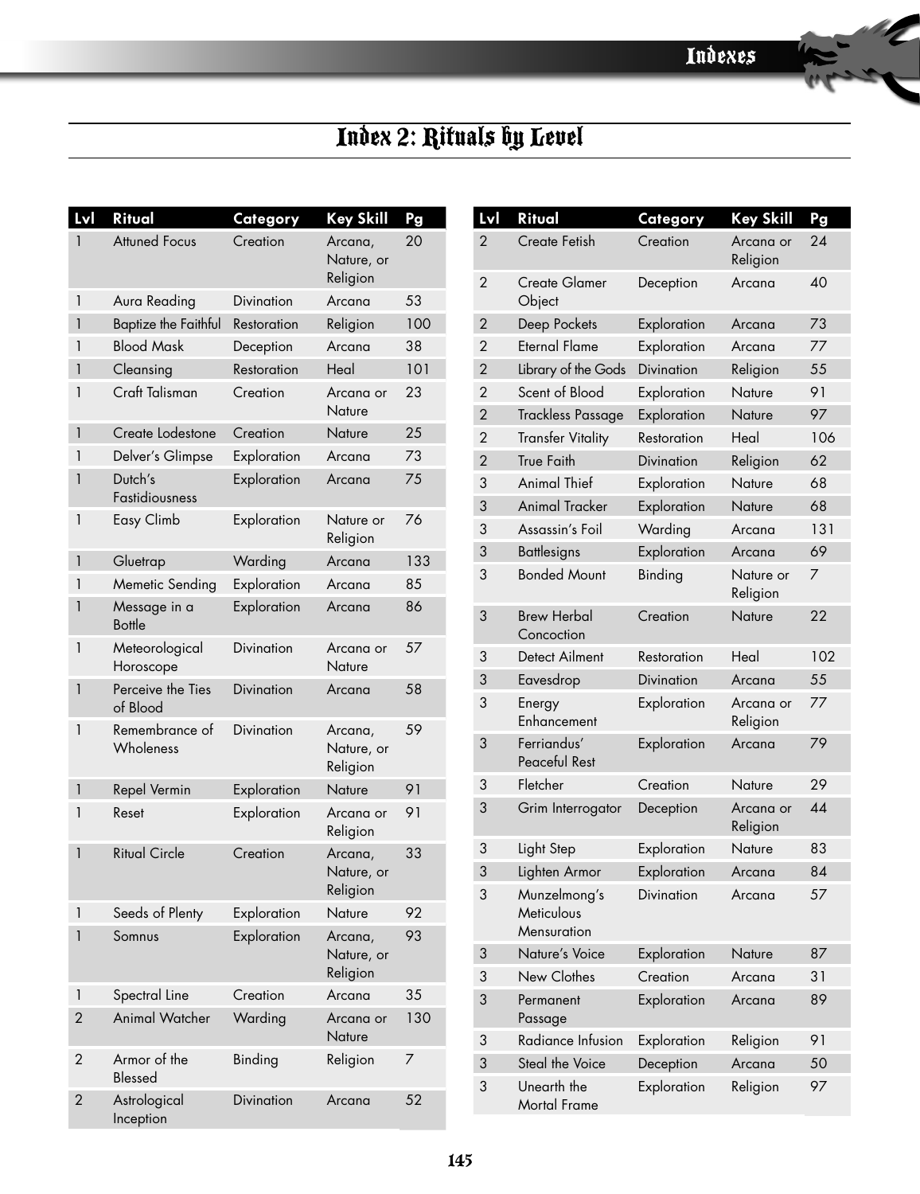# Index 2: Rituals by Level

| Lvl | Ritual | Category | Key Skill | Pg |
|---|---|---|---|---|
| 1 | Attuned Focus | Creation | Arcana, Nature, or Religion | 20 |
| 1 | Aura Reading | Divination | Arcana | 53 |
| 1 | Baptize the Faithful | Restoration | Religion | 100 |
| 1 | Blood Mask | Deception | Arcana | 38 |
| 1 | Cleansing | Restoration | Heal | 101 |
| 1 | Craft Talisman | Creation | Arcana or Nature | 23 |
| 1 | Create Lodestone | Creation | Nature | 25 |
| 1 | Delver's Glimpse | Exploration | Arcana | 73 |
| 1 | Dutch's Fastidiousness | Exploration | Arcana | 75 |
| 1 | Easy Climb | Exploration | Nature or Religion | 76 |
| 1 | Gluetrap | Warding | Arcana | 133 |
| 1 | Memetic Sending | Exploration | Arcana | 85 |
| 1 | Message in a Bottle | Exploration | Arcana | 86 |
| 1 | Meteorological Horoscope | Divination | Arcana or Nature | 57 |
| 1 | Perceive the Ties of Blood | Divination | Arcana | 58 |
| 1 | Remembrance of Wholeness | Divination | Arcana, Nature, or Religion | 59 |
| 1 | Repel Vermin | Exploration | Nature | 91 |
| 1 | Reset | Exploration | Arcana or Religion | 91 |
| 1 | Ritual Circle | Creation | Arcana, Nature, or Religion | 33 |
| 1 | Seeds of Plenty | Exploration | Nature | 92 |
| 1 | Somnus | Exploration | Arcana, Nature, or Religion | 93 |
| 1 | Spectral Line | Creation | Arcana | 35 |
| 2 | Animal Watcher | Warding | Arcana or Nature | 130 |
| 2 | Armor of the Blessed | Binding | Religion | 7 |
| 2 | Astrological Inception | Divination | Arcana | 52 |
| 2 | Create Fetish | Creation | Arcana or Religion | 24 |
| 2 | Create Glamer Object | Deception | Arcana | 40 |
| 2 | Deep Pockets | Exploration | Arcana | 73 |
| 2 | Eternal Flame | Exploration | Arcana | 77 |
| 2 | Library of the Gods | Divination | Religion | 55 |
| 2 | Scent of Blood | Exploration | Nature | 91 |
| 2 | Trackless Passage | Exploration | Nature | 97 |
| 2 | Transfer Vitality | Restoration | Heal | 106 |
| 2 | True Faith | Divination | Religion | 62 |
| 3 | Animal Thief | Exploration | Nature | 68 |
| 3 | Animal Tracker | Exploration | Nature | 68 |
| 3 | Assassin's Foil | Warding | Arcana | 131 |
| 3 | Battlesigns | Exploration | Arcana | 69 |
| 3 | Bonded Mount | Binding | Nature or Religion | 7 |
| 3 | Brew Herbal Concoction | Creation | Nature | 22 |
| 3 | Detect Ailment | Restoration | Heal | 102 |
| 3 | Eavesdrop | Divination | Arcana | 55 |
| 3 | Energy Enhancement | Exploration | Arcana or Religion | 77 |
| 3 | Ferriandus' Peaceful Rest | Exploration | Arcana | 79 |
| 3 | Fletcher | Creation | Nature | 29 |
| 3 | Grim Interrogator | Deception | Arcana or Religion | 44 |
| 3 | Light Step | Exploration | Nature | 83 |
| 3 | Lighten Armor | Exploration | Arcana | 84 |
| 3 | Munzelmong's Meticulous Mensuration | Divination | Arcana | 57 |
| 3 | Nature's Voice | Exploration | Nature | 87 |
| 3 | New Clothes | Creation | Arcana | 31 |
| 3 | Permanent Passage | Exploration | Arcana | 89 |
| 3 | Radiance Infusion | Exploration | Religion | 91 |
| 3 | Steal the Voice | Deception | Arcana | 50 |
| 3 | Unearth the Mortal Frame | Exploration | Religion | 97 |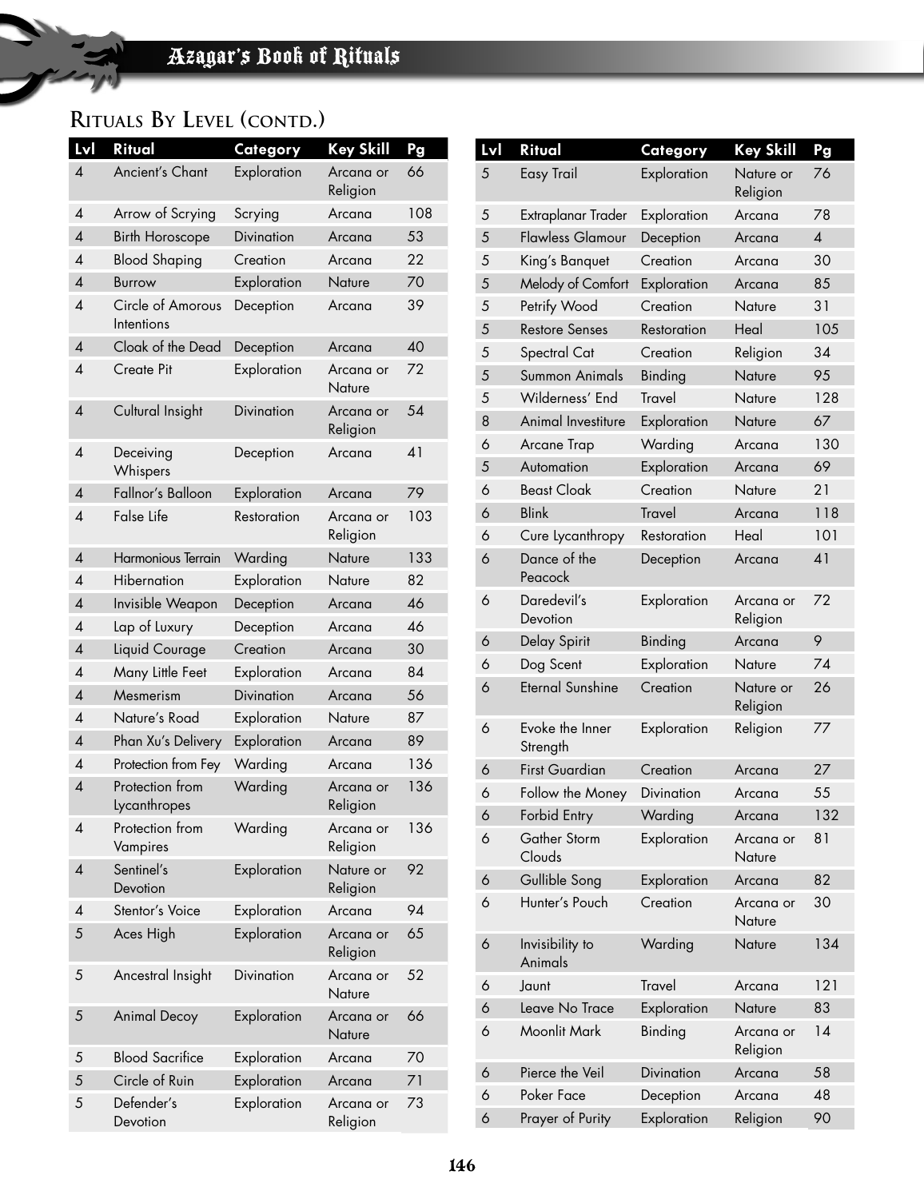## Rituals By Level (contd.)

| Lvl | Ritual | Category | Key Skill | Pg |
|---|---|---|---|---|
| 4 | Ancient's Chant | Exploration | Arcana or Religion | 66 |
| 4 | Arrow of Scrying | Scrying | Arcana | 108 |
| 4 | Birth Horoscope | Divination | Arcana | 53 |
| 4 | Blood Shaping | Creation | Arcana | 22 |
| 4 | Burrow | Exploration | Nature | 70 |
| 4 | Circle of Amorous Intentions | Deception | Arcana | 39 |
| 4 | Cloak of the Dead | Deception | Arcana | 40 |
| 4 | Create Pit | Exploration | Arcana or Nature | 72 |
| 4 | Cultural Insight | Divination | Arcana or Religion | 54 |
| 4 | Deceiving Whispers | Deception | Arcana | 41 |
| 4 | Fallnor's Balloon | Exploration | Arcana | 79 |
| 4 | False Life | Restoration | Arcana or Religion | 103 |
| 4 | Harmonious Terrain | Warding | Nature | 133 |
| 4 | Hibernation | Exploration | Nature | 82 |
| 4 | Invisible Weapon | Deception | Arcana | 46 |
| 4 | Lap of Luxury | Deception | Arcana | 46 |
| 4 | Liquid Courage | Creation | Arcana | 30 |
| 4 | Many Little Feet | Exploration | Arcana | 84 |
| 4 | Mesmerism | Divination | Arcana | 56 |
| 4 | Nature's Road | Exploration | Nature | 87 |
| 4 | Phan Xu's Delivery | Exploration | Arcana | 89 |
| 4 | Protection from Fey | Warding | Arcana | 136 |
| 4 | Protection from Lycanthropes | Warding | Arcana or Religion | 136 |
| 4 | Protection from Vampires | Warding | Arcana or Religion | 136 |
| 4 | Sentinel's Devotion | Exploration | Nature or Religion | 92 |
| 4 | Stentor's Voice | Exploration | Arcana | 94 |
| 5 | Aces High | Exploration | Arcana or Religion | 65 |
| 5 | Ancestral Insight | Divination | Arcana or Nature | 52 |
| 5 | Animal Decoy | Exploration | Arcana or Nature | 66 |
| 5 | Blood Sacrifice | Exploration | Arcana | 70 |
| 5 | Circle of Ruin | Exploration | Arcana | 71 |
| 5 | Defender's Devotion | Exploration | Arcana or Religion | 73 |
| 5 | Easy Trail | Exploration | Nature or Religion | 76 |
| 5 | Extraplanar Trader | Exploration | Arcana | 78 |
| 5 | Flawless Glamour | Deception | Arcana | 4 |
| 5 | King's Banquet | Creation | Arcana | 30 |
| 5 | Melody of Comfort | Exploration | Arcana | 85 |
| 5 | Petrify Wood | Creation | Nature | 31 |
| 5 | Restore Senses | Restoration | Heal | 105 |
| 5 | Spectral Cat | Creation | Religion | 34 |
| 5 | Summon Animals | Binding | Nature | 95 |
| 5 | Wilderness' End | Travel | Nature | 128 |
| 8 | Animal Investiture | Exploration | Nature | 67 |
| 6 | Arcane Trap | Warding | Arcana | 130 |
| 5 | Automation | Exploration | Arcana | 69 |
| 6 | Beast Cloak | Creation | Nature | 21 |
| 6 | Blink | Travel | Arcana | 118 |
| 6 | Cure Lycanthropy | Restoration | Heal | 101 |
| 6 | Dance of the Peacock | Deception | Arcana | 41 |
| 6 | Daredevil's Devotion | Exploration | Arcana or Religion | 72 |
| 6 | Delay Spirit | Binding | Arcana | 9 |
| 6 | Dog Scent | Exploration | Nature | 74 |
| 6 | Eternal Sunshine | Creation | Nature or Religion | 26 |
| 6 | Evoke the Inner Strength | Exploration | Religion | 77 |
| 6 | First Guardian | Creation | Arcana | 27 |
| 6 | Follow the Money | Divination | Arcana | 55 |
| 6 | Forbid Entry | Warding | Arcana | 132 |
| 6 | Gather Storm Clouds | Exploration | Arcana or Nature | 81 |
| 6 | Gullible Song | Exploration | Arcana | 82 |
| 6 | Hunter's Pouch | Creation | Arcana or Nature | 30 |
| 6 | Invisibility to Animals | Warding | Nature | 134 |
| 6 | Jaunt | Travel | Arcana | 121 |
| 6 | Leave No Trace | Exploration | Nature | 83 |
| 6 | Moonlit Mark | Binding | Arcana or Religion | 14 |
| 6 | Pierce the Veil | Divination | Arcana | 58 |
| 6 | Poker Face | Deception | Arcana | 48 |
| 6 | Prayer of Purity | Exploration | Religion | 90 |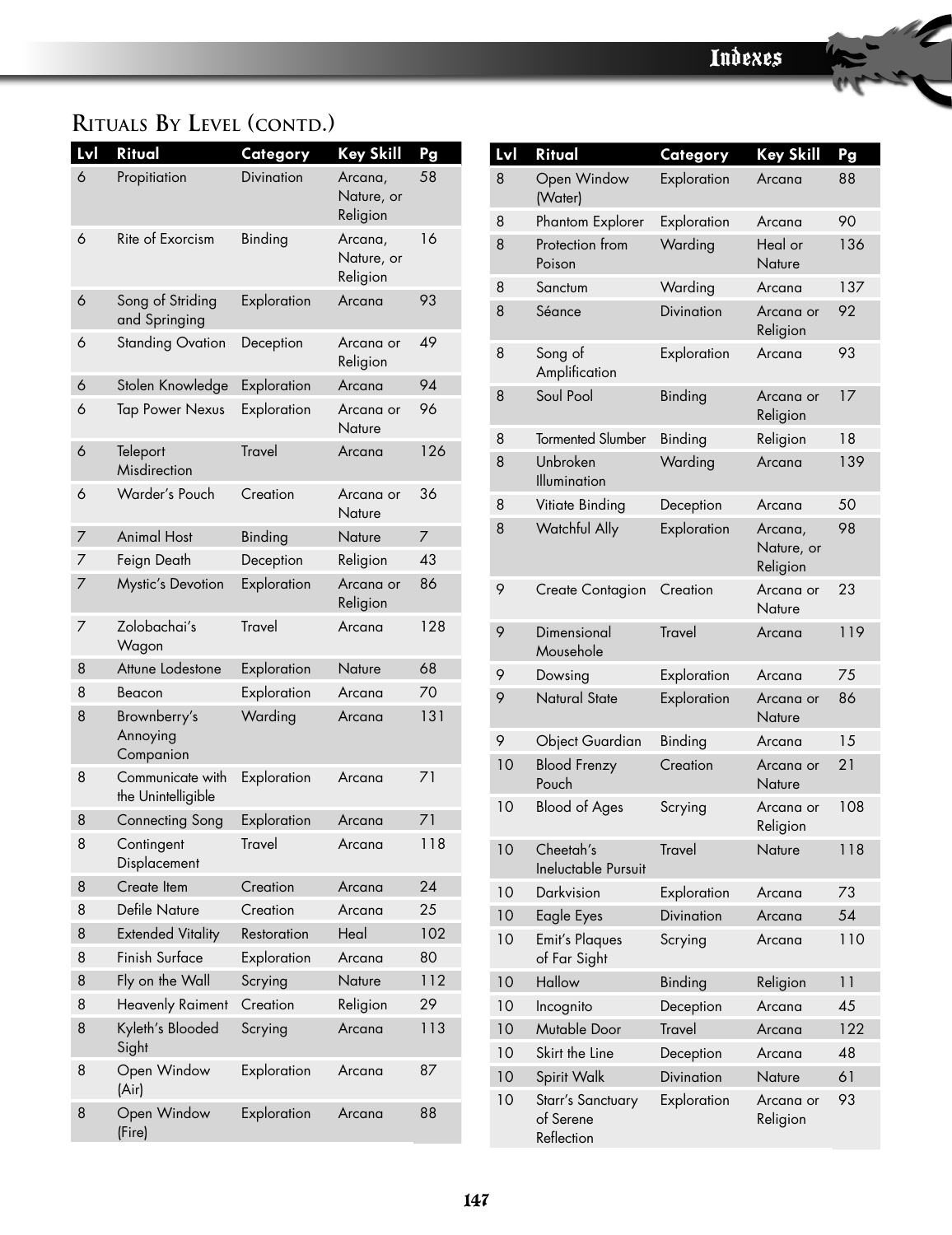## Rituals By Level (contd.)

| Lvl | Ritual | Category | Key Skill | Pg |
|---|---|---|---|---|
| 6 | Propitiation | Divination | Arcana, Nature, or Religion | 58 |
| 6 | Rite of Exorcism | Binding | Arcana, Nature, or Religion | 16 |
| 6 | Song of Striding and Springing | Exploration | Arcana | 93 |
| 6 | Standing Ovation | Deception | Arcana or Religion | 49 |
| 6 | Stolen Knowledge | Exploration | Arcana | 94 |
| 6 | Tap Power Nexus | Exploration | Arcana or Nature | 96 |
| 6 | Teleport Misdirection | Travel | Arcana | 126 |
| 6 | Warder's Pouch | Creation | Arcana or Nature | 36 |
| 7 | Animal Host | Binding | Nature | 7 |
| 7 | Feign Death | Deception | Religion | 43 |
| 7 | Mystic's Devotion | Exploration | Arcana or Religion | 86 |
| 7 | Zolobachai's Wagon | Travel | Arcana | 128 |
| 8 | Attune Lodestone | Exploration | Nature | 68 |
| 8 | Beacon | Exploration | Arcana | 70 |
| 8 | Brownberry's Annoying Companion | Warding | Arcana | 131 |
| 8 | Communicate with the Unintelligible | Exploration | Arcana | 71 |
| 8 | Connecting Song | Exploration | Arcana | 71 |
| 8 | Contingent Displacement | Travel | Arcana | 118 |
| 8 | Create Item | Creation | Arcana | 24 |
| 8 | Defile Nature | Creation | Arcana | 25 |
| 8 | Extended Vitality | Restoration | Heal | 102 |
| 8 | Finish Surface | Exploration | Arcana | 80 |
| 8 | Fly on the Wall | Scrying | Nature | 112 |
| 8 | Heavenly Raiment | Creation | Religion | 29 |
| 8 | Kyleth's Blooded Sight | Scrying | Arcana | 113 |
| 8 | Open Window (Air) | Exploration | Arcana | 87 |
| 8 | Open Window (Fire) | Exploration | Arcana | 88 |
| 8 | Open Window (Water) | Exploration | Arcana | 88 |
| 8 | Phantom Explorer | Exploration | Arcana | 90 |
| 8 | Protection from Poison | Warding | Heal or Nature | 136 |
| 8 | Sanctum | Warding | Arcana | 137 |
| 8 | Séance | Divination | Arcana or Religion | 92 |
| 8 | Song of Amplification | Exploration | Arcana | 93 |
| 8 | Soul Pool | Binding | Arcana or Religion | 17 |
| 8 | Tormented Slumber | Binding | Religion | 18 |
| 8 | Unbroken Illumination | Warding | Arcana | 139 |
| 8 | Vitiate Binding | Deception | Arcana | 50 |
| 8 | Watchful Ally | Exploration | Arcana, Nature, or Religion | 98 |
| 9 | Create Contagion | Creation | Arcana or Nature | 23 |
| 9 | Dimensional Mousehole | Travel | Arcana | 119 |
| 9 | Dowsing | Exploration | Arcana | 75 |
| 9 | Natural State | Exploration | Arcana or Nature | 86 |
| 9 | Object Guardian | Binding | Arcana | 15 |
| 10 | Blood Frenzy Pouch | Creation | Arcana or Nature | 21 |
| 10 | Blood of Ages | Scrying | Arcana or Religion | 108 |
| 10 | Cheetah's Ineluctable Pursuit | Travel | Nature | 118 |
| 10 | Darkvision | Exploration | Arcana | 73 |
| 10 | Eagle Eyes | Divination | Arcana | 54 |
| 10 | Emit's Plaques of Far Sight | Scrying | Arcana | 110 |
| 10 | Hallow | Binding | Religion | 11 |
| 10 | Incognito | Deception | Arcana | 45 |
| 10 | Mutable Door | Travel | Arcana | 122 |
| 10 | Skirt the Line | Deception | Arcana | 48 |
| 10 | Spirit Walk | Divination | Nature | 61 |
| 10 | Starr's Sanctuary of Serene Reflection | Exploration | Arcana or Religion | 93 |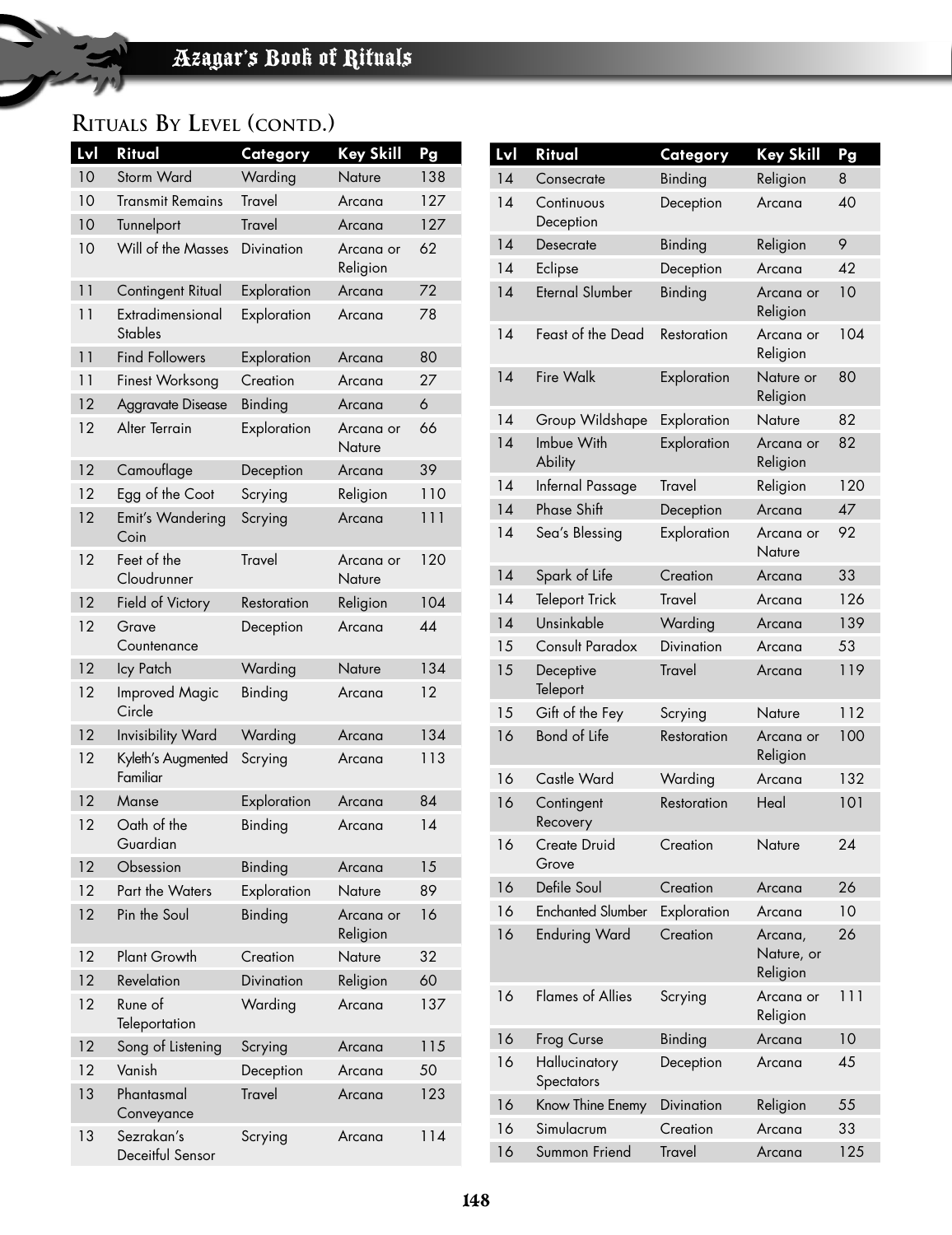## Rituals By Level (contd.)

| Lvl | Ritual | Category | Key Skill | Pg |
|---|---|---|---|---|
| 10 | Storm Ward | Warding | Nature | 138 |
| 10 | Transmit Remains | Travel | Arcana | 127 |
| 10 | Tunnelport | Travel | Arcana | 127 |
| 10 | Will of the Masses | Divination | Arcana or Religion | 62 |
| 11 | Contingent Ritual | Exploration | Arcana | 72 |
| 11 | Extradimensional Stables | Exploration | Arcana | 78 |
| 11 | Find Followers | Exploration | Arcana | 80 |
| 11 | Finest Worksong | Creation | Arcana | 27 |
| 12 | Aggravate Disease | Binding | Arcana | 6 |
| 12 | Alter Terrain | Exploration | Arcana or Nature | 66 |
| 12 | Camouflage | Deception | Arcana | 39 |
| 12 | Egg of the Coot | Scrying | Religion | 110 |
| 12 | Emit's Wandering Coin | Scrying | Arcana | 111 |
| 12 | Feet of the Cloudrunner | Travel | Arcana or Nature | 120 |
| 12 | Field of Victory | Restoration | Religion | 104 |
| 12 | Grave Countenance | Deception | Arcana | 44 |
| 12 | Icy Patch | Warding | Nature | 134 |
| 12 | Improved Magic Circle | Binding | Arcana | 12 |
| 12 | Invisibility Ward | Warding | Arcana | 134 |
| 12 | Kyleth's Augmented Familiar | Scrying | Arcana | 113 |
| 12 | Manse | Exploration | Arcana | 84 |
| 12 | Oath of the Guardian | Binding | Arcana | 14 |
| 12 | Obsession | Binding | Arcana | 15 |
| 12 | Part the Waters | Exploration | Nature | 89 |
| 12 | Pin the Soul | Binding | Arcana or Religion | 16 |
| 12 | Plant Growth | Creation | Nature | 32 |
| 12 | Revelation | Divination | Religion | 60 |
| 12 | Rune of Teleportation | Warding | Arcana | 137 |
| 12 | Song of Listening | Scrying | Arcana | 115 |
| 12 | Vanish | Deception | Arcana | 50 |
| 13 | Phantasmal Conveyance | Travel | Arcana | 123 |
| 13 | Sezrakan's Deceitful Sensor | Scrying | Arcana | 114 |
| 14 | Consecrate | Binding | Religion | 8 |
| 14 | Continuous Deception | Deception | Arcana | 40 |
| 14 | Desecrate | Binding | Religion | 9 |
| 14 | Eclipse | Deception | Arcana | 42 |
| 14 | Eternal Slumber | Binding | Arcana or Religion | 10 |
| 14 | Feast of the Dead | Restoration | Arcana or Religion | 104 |
| 14 | Fire Walk | Exploration | Nature or Religion | 80 |
| 14 | Group Wildshape | Exploration | Nature | 82 |
| 14 | Imbue With Ability | Exploration | Arcana or Religion | 82 |
| 14 | Infernal Passage | Travel | Religion | 120 |
| 14 | Phase Shift | Deception | Arcana | 47 |
| 14 | Sea's Blessing | Exploration | Arcana or Nature | 92 |
| 14 | Spark of Life | Creation | Arcana | 33 |
| 14 | Teleport Trick | Travel | Arcana | 126 |
| 14 | Unsinkable | Warding | Arcana | 139 |
| 15 | Consult Paradox | Divination | Arcana | 53 |
| 15 | Deceptive Teleport | Travel | Arcana | 119 |
| 15 | Gift of the Fey | Scrying | Nature | 112 |
| 16 | Bond of Life | Restoration | Arcana or Religion | 100 |
| 16 | Castle Ward | Warding | Arcana | 132 |
| 16 | Contingent Recovery | Restoration | Heal | 101 |
| 16 | Create Druid Grove | Creation | Nature | 24 |
| 16 | Defile Soul | Creation | Arcana | 26 |
| 16 | Enchanted Slumber | Exploration | Arcana | 10 |
| 16 | Enduring Ward | Creation | Arcana, Nature, or Religion | 26 |
| 16 | Flames of Allies | Scrying | Arcana or Religion | 111 |
| 16 | Frog Curse | Binding | Arcana | 10 |
| 16 | Hallucinatory Spectators | Deception | Arcana | 45 |
| 16 | Know Thine Enemy | Divination | Religion | 55 |
| 16 | Simulacrum | Creation | Arcana | 33 |
| 16 | Summon Friend | Travel | Arcana | 125 |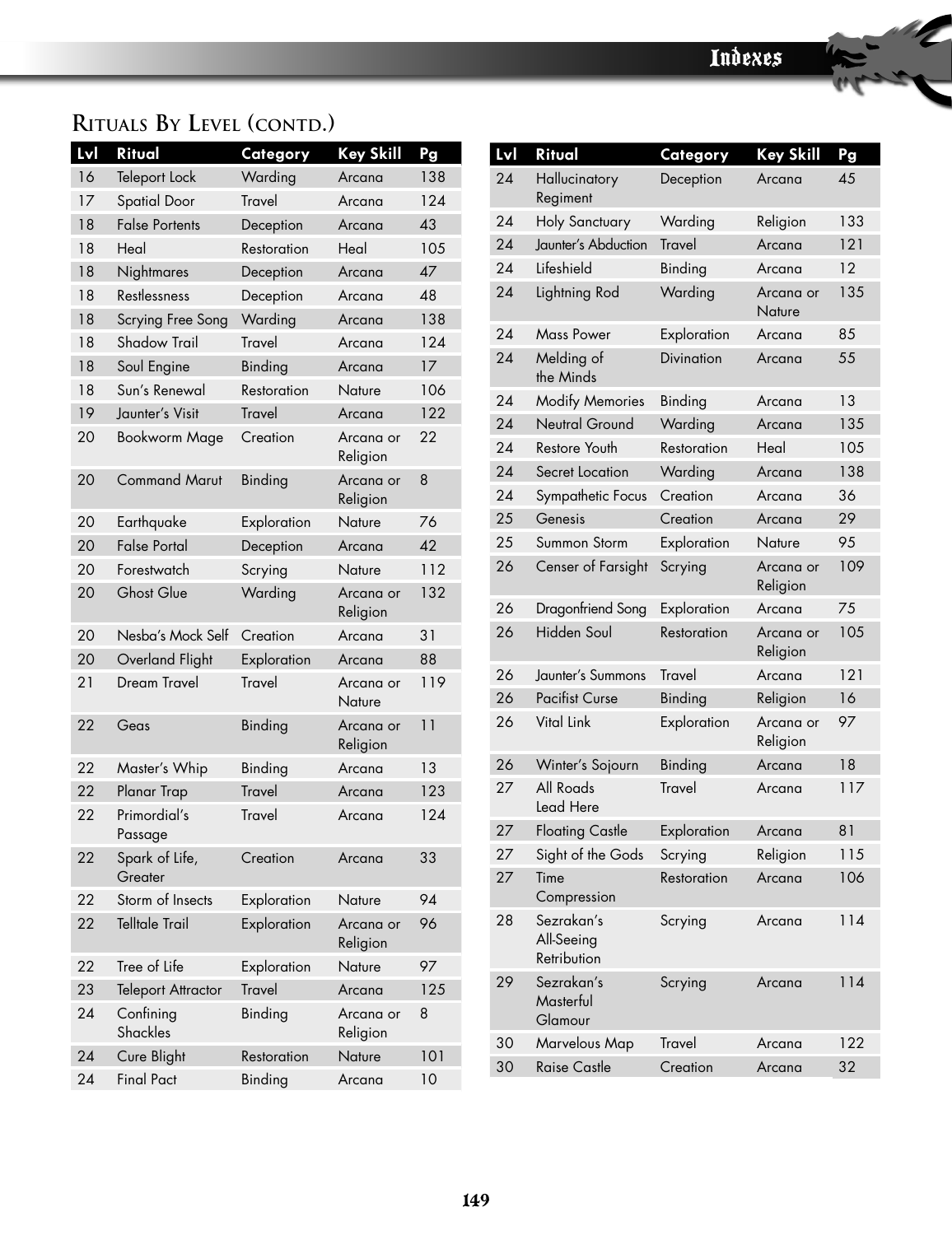## Rituals By Level (contd.)

| Lvl | Ritual | Category | Key Skill | Pg |
|---|---|---|---|---|
| 16 | Teleport Lock | Warding | Arcana | 138 |
| 17 | Spatial Door | Travel | Arcana | 124 |
| 18 | False Portents | Deception | Arcana | 43 |
| 18 | Heal | Restoration | Heal | 105 |
| 18 | Nightmares | Deception | Arcana | 47 |
| 18 | Restlessness | Deception | Arcana | 48 |
| 18 | Scrying Free Song | Warding | Arcana | 138 |
| 18 | Shadow Trail | Travel | Arcana | 124 |
| 18 | Soul Engine | Binding | Arcana | 17 |
| 18 | Sun's Renewal | Restoration | Nature | 106 |
| 19 | Jaunter's Visit | Travel | Arcana | 122 |
| 20 | Bookworm Mage | Creation | Arcana or Religion | 22 |
| 20 | Command Marut | Binding | Arcana or Religion | 8 |
| 20 | Earthquake | Exploration | Nature | 76 |
| 20 | False Portal | Deception | Arcana | 42 |
| 20 | Forestwatch | Scrying | Nature | 112 |
| 20 | Ghost Glue | Warding | Arcana or Religion | 132 |
| 20 | Nesba's Mock Self | Creation | Arcana | 31 |
| 20 | Overland Flight | Exploration | Arcana | 88 |
| 21 | Dream Travel | Travel | Arcana or Nature | 119 |
| 22 | Geas | Binding | Arcana or Religion | 11 |
| 22 | Master's Whip | Binding | Arcana | 13 |
| 22 | Planar Trap | Travel | Arcana | 123 |
| 22 | Primordial's Passage | Travel | Arcana | 124 |
| 22 | Spark of Life, Greater | Creation | Arcana | 33 |
| 22 | Storm of Insects | Exploration | Nature | 94 |
| 22 | Telltale Trail | Exploration | Arcana or Religion | 96 |
| 22 | Tree of Life | Exploration | Nature | 97 |
| 23 | Teleport Attractor | Travel | Arcana | 125 |
| 24 | Confining Shackles | Binding | Arcana or Religion | 8 |
| 24 | Cure Blight | Restoration | Nature | 101 |
| 24 | Final Pact | Binding | Arcana | 10 |
| 24 | Hallucinatory Regiment | Deception | Arcana | 45 |
| 24 | Holy Sanctuary | Warding | Religion | 133 |
| 24 | Jaunter's Abduction | Travel | Arcana | 121 |
| 24 | Lifeshield | Binding | Arcana | 12 |
| 24 | Lightning Rod | Warding | Arcana or Nature | 135 |
| 24 | Mass Power | Exploration | Arcana | 85 |
| 24 | Melding of the Minds | Divination | Arcana | 55 |
| 24 | Modify Memories | Binding | Arcana | 13 |
| 24 | Neutral Ground | Warding | Arcana | 135 |
| 24 | Restore Youth | Restoration | Heal | 105 |
| 24 | Secret Location | Warding | Arcana | 138 |
| 24 | Sympathetic Focus | Creation | Arcana | 36 |
| 25 | Genesis | Creation | Arcana | 29 |
| 25 | Summon Storm | Exploration | Nature | 95 |
| 26 | Censer of Farsight | Scrying | Arcana or Religion | 109 |
| 26 | Dragonfriend Song | Exploration | Arcana | 75 |
| 26 | Hidden Soul | Restoration | Arcana or Religion | 105 |
| 26 | Jaunter's Summons | Travel | Arcana | 121 |
| 26 | Pacifist Curse | Binding | Religion | 16 |
| 26 | Vital Link | Exploration | Arcana or Religion | 97 |
| 26 | Winter's Sojourn | Binding | Arcana | 18 |
| 27 | All Roads Lead Here | Travel | Arcana | 117 |
| 27 | Floating Castle | Exploration | Arcana | 81 |
| 27 | Sight of the Gods | Scrying | Religion | 115 |
| 27 | Time Compression | Restoration | Arcana | 106 |
| 28 | Sezrakan's All-Seeing Retribution | Scrying | Arcana | 114 |
| 29 | Sezrakan's Masterful Glamour | Scrying | Arcana | 114 |
| 30 | Marvelous Map | Travel | Arcana | 122 |
| 30 | Raise Castle | Creation | Arcana | 32 |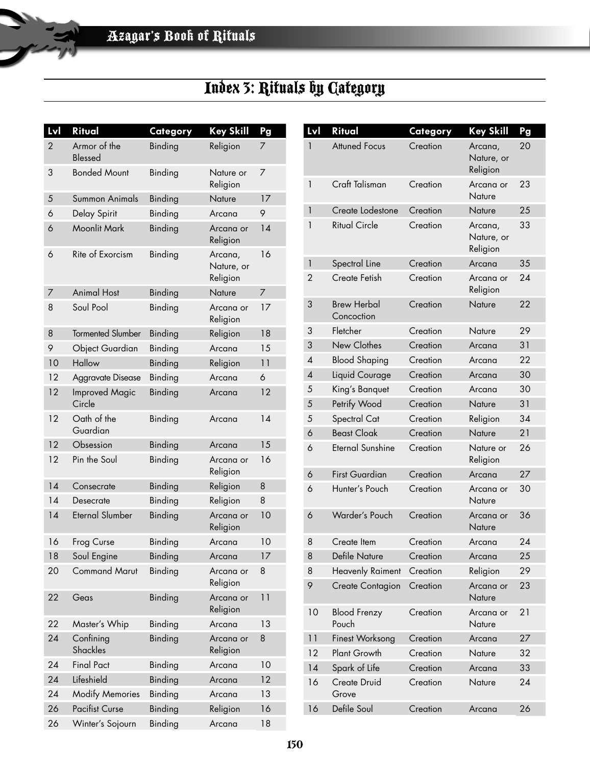# Index 3: Rituals by Category

| Lvl | Ritual | Category | Key Skill | Pg |
|---|---|---|---|---|
| 2 | Armor of the Blessed | Binding | Religion | 7 |
| 3 | Bonded Mount | Binding | Nature or Religion | 7 |
| 5 | Summon Animals | Binding | Nature | 17 |
| 6 | Delay Spirit | Binding | Arcana | 9 |
| 6 | Moonlit Mark | Binding | Arcana or Religion | 14 |
| 6 | Rite of Exorcism | Binding | Arcana, Nature, or Religion | 16 |
| 7 | Animal Host | Binding | Nature | 7 |
| 8 | Soul Pool | Binding | Arcana or Religion | 17 |
| 8 | Tormented Slumber | Binding | Religion | 18 |
| 9 | Object Guardian | Binding | Arcana | 15 |
| 10 | Hallow | Binding | Religion | 11 |
| 12 | Aggravate Disease | Binding | Arcana | 6 |
| 12 | Improved Magic Circle | Binding | Arcana | 12 |
| 12 | Oath of the Guardian | Binding | Arcana | 14 |
| 12 | Obsession | Binding | Arcana | 15 |
| 12 | Pin the Soul | Binding | Arcana or Religion | 16 |
| 14 | Consecrate | Binding | Religion | 8 |
| 14 | Desecrate | Binding | Religion | 8 |
| 14 | Eternal Slumber | Binding | Arcana or Religion | 10 |
| 16 | Frog Curse | Binding | Arcana | 10 |
| 18 | Soul Engine | Binding | Arcana | 17 |
| 20 | Command Marut | Binding | Arcana or Religion | 8 |
| 22 | Geas | Binding | Arcana or Religion | 11 |
| 22 | Master's Whip | Binding | Arcana | 13 |
| 24 | Confining Shackles | Binding | Arcana or Religion | 8 |
| 24 | Final Pact | Binding | Arcana | 10 |
| 24 | Lifeshield | Binding | Arcana | 12 |
| 24 | Modify Memories | Binding | Arcana | 13 |
| 26 | Pacifist Curse | Binding | Religion | 16 |
| 26 | Winter's Sojourn | Binding | Arcana | 18 |

| Lvl | Ritual | Category | Key Skill | Pg |
|---|---|---|---|---|
| 1 | Attuned Focus | Creation | Arcana, Nature, or Religion | 20 |
| 1 | Craft Talisman | Creation | Arcana or Nature | 23 |
| 1 | Create Lodestone | Creation | Nature | 25 |
| 1 | Ritual Circle | Creation | Arcana, Nature, or Religion | 33 |
| 1 | Spectral Line | Creation | Arcana | 35 |
| 2 | Create Fetish | Creation | Arcana or Religion | 24 |
| 3 | Brew Herbal Concoction | Creation | Nature | 22 |
| 3 | Fletcher | Creation | Nature | 29 |
| 3 | New Clothes | Creation | Arcana | 31 |
| 4 | Blood Shaping | Creation | Arcana | 22 |
| 4 | Liquid Courage | Creation | Arcana | 30 |
| 5 | King's Banquet | Creation | Arcana | 30 |
| 5 | Petrify Wood | Creation | Nature | 31 |
| 5 | Spectral Cat | Creation | Religion | 34 |
| 6 | Beast Cloak | Creation | Nature | 21 |
| 6 | Eternal Sunshine | Creation | Nature or Religion | 26 |
| 6 | First Guardian | Creation | Arcana | 27 |
| 6 | Hunter's Pouch | Creation | Arcana or Nature | 30 |
| 6 | Warder's Pouch | Creation | Arcana or Nature | 36 |
| 8 | Create Item | Creation | Arcana | 24 |
| 8 | Defile Nature | Creation | Arcana | 25 |
| 8 | Heavenly Raiment | Creation | Religion | 29 |
| 9 | Create Contagion | Creation | Arcana or Nature | 23 |
| 10 | Blood Frenzy Pouch | Creation | Arcana or Nature | 21 |
| 11 | Finest Worksong | Creation | Arcana | 27 |
| 12 | Plant Growth | Creation | Nature | 32 |
| 14 | Spark of Life | Creation | Arcana | 33 |
| 16 | Create Druid Grove | Creation | Nature | 24 |
| 16 | Defile Soul | Creation | Arcana | 26 |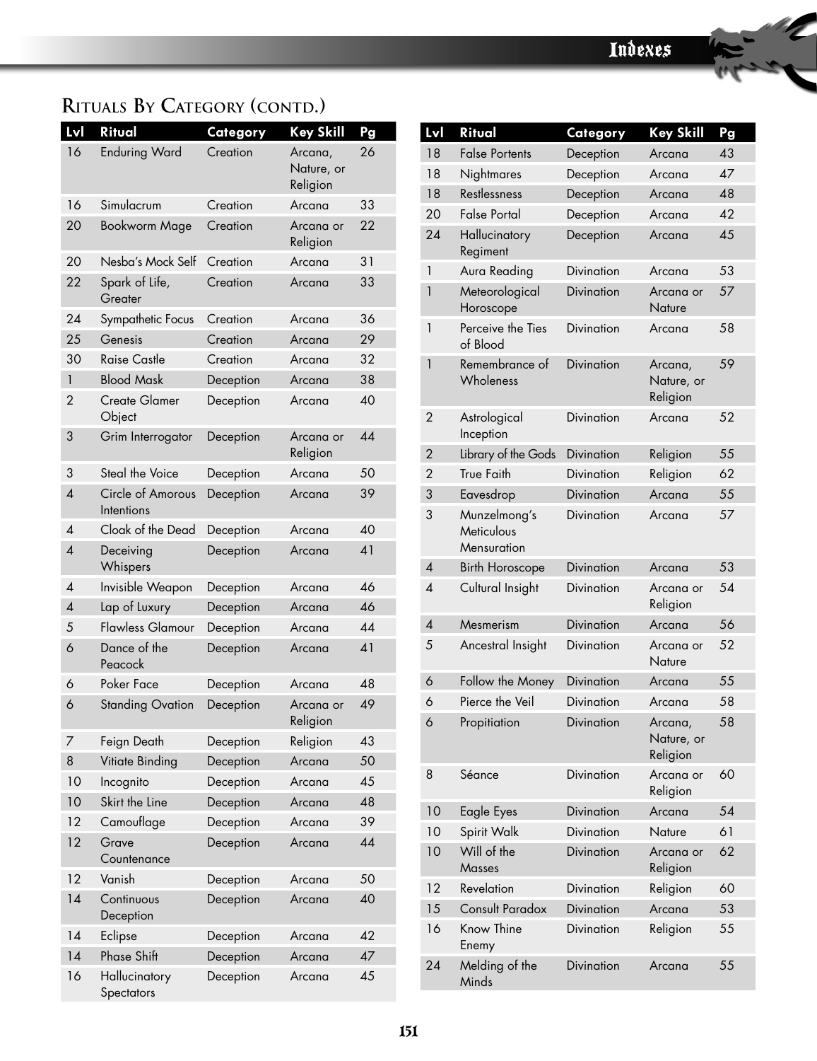## Rituals By Category (contd.)

| Lvl | Ritual | Category | Key Skill | Pg |
|---|---|---|---|---|
| 16 | Enduring Ward | Creation | Arcana, Nature, or Religion | 26 |
| 16 | Simulacrum | Creation | Arcana | 33 |
| 20 | Bookworm Mage | Creation | Arcana or Religion | 22 |
| 20 | Nesba's Mock Self | Creation | Arcana | 31 |
| 22 | Spark of Life, Greater | Creation | Arcana | 33 |
| 24 | Sympathetic Focus | Creation | Arcana | 36 |
| 25 | Genesis | Creation | Arcana | 29 |
| 30 | Raise Castle | Creation | Arcana | 32 |
| 1 | Blood Mask | Deception | Arcana | 38 |
| 2 | Create Glamer Object | Deception | Arcana | 40 |
| 3 | Grim Interrogator | Deception | Arcana or Religion | 44 |
| 3 | Steal the Voice | Deception | Arcana | 50 |
| 4 | Circle of Amorous Intentions | Deception | Arcana | 39 |
| 4 | Cloak of the Dead | Deception | Arcana | 40 |
| 4 | Deceiving Whispers | Deception | Arcana | 41 |
| 4 | Invisible Weapon | Deception | Arcana | 46 |
| 4 | Lap of Luxury | Deception | Arcana | 46 |
| 5 | Flawless Glamour | Deception | Arcana | 44 |
| 6 | Dance of the Peacock | Deception | Arcana | 41 |
| 6 | Poker Face | Deception | Arcana | 48 |
| 6 | Standing Ovation | Deception | Arcana or Religion | 49 |
| 7 | Feign Death | Deception | Religion | 43 |
| 8 | Vitiate Binding | Deception | Arcana | 50 |
| 10 | Incognito | Deception | Arcana | 45 |
| 10 | Skirt the Line | Deception | Arcana | 48 |
| 12 | Camouflage | Deception | Arcana | 39 |
| 12 | Grave Countenance | Deception | Arcana | 44 |
| 12 | Vanish | Deception | Arcana | 50 |
| 14 | Continuous Deception | Deception | Arcana | 40 |
| 14 | Eclipse | Deception | Arcana | 42 |
| 14 | Phase Shift | Deception | Arcana | 47 |
| 16 | Hallucinatory Spectators | Deception | Arcana | 45 |
| 18 | False Portents | Deception | Arcana | 43 |
| 18 | Nightmares | Deception | Arcana | 47 |
| 18 | Restlessness | Deception | Arcana | 48 |
| 20 | False Portal | Deception | Arcana | 42 |
| 24 | Hallucinatory Regiment | Deception | Arcana | 45 |
| 1 | Aura Reading | Divination | Arcana | 53 |
| 1 | Meteorological Horoscope | Divination | Arcana or Nature | 57 |
| 1 | Perceive the Ties of Blood | Divination | Arcana | 58 |
| 1 | Remembrance of Wholeness | Divination | Arcana, Nature, or Religion | 59 |
| 2 | Astrological Inception | Divination | Arcana | 52 |
| 2 | Library of the Gods | Divination | Religion | 55 |
| 2 | True Faith | Divination | Religion | 62 |
| 3 | Eavesdrop | Divination | Arcana | 55 |
| 3 | Munzelmong's Meticulous Mensuration | Divination | Arcana | 57 |
| 4 | Birth Horoscope | Divination | Arcana | 53 |
| 4 | Cultural Insight | Divination | Arcana or Religion | 54 |
| 4 | Mesmerism | Divination | Arcana | 56 |
| 5 | Ancestral Insight | Divination | Arcana or Nature | 52 |
| 6 | Follow the Money | Divination | Arcana | 55 |
| 6 | Pierce the Veil | Divination | Arcana | 58 |
| 6 | Propitiation | Divination | Arcana, Nature, or Religion | 58 |
| 8 | Séance | Divination | Arcana or Religion | 60 |
| 10 | Eagle Eyes | Divination | Arcana | 54 |
| 10 | Spirit Walk | Divination | Nature | 61 |
| 10 | Will of the Masses | Divination | Arcana or Religion | 62 |
| 12 | Revelation | Divination | Religion | 60 |
| 15 | Consult Paradox | Divination | Arcana | 53 |
| 16 | Know Thine Enemy | Divination | Religion | 55 |
| 24 | Melding of the Minds | Divination | Arcana | 55 |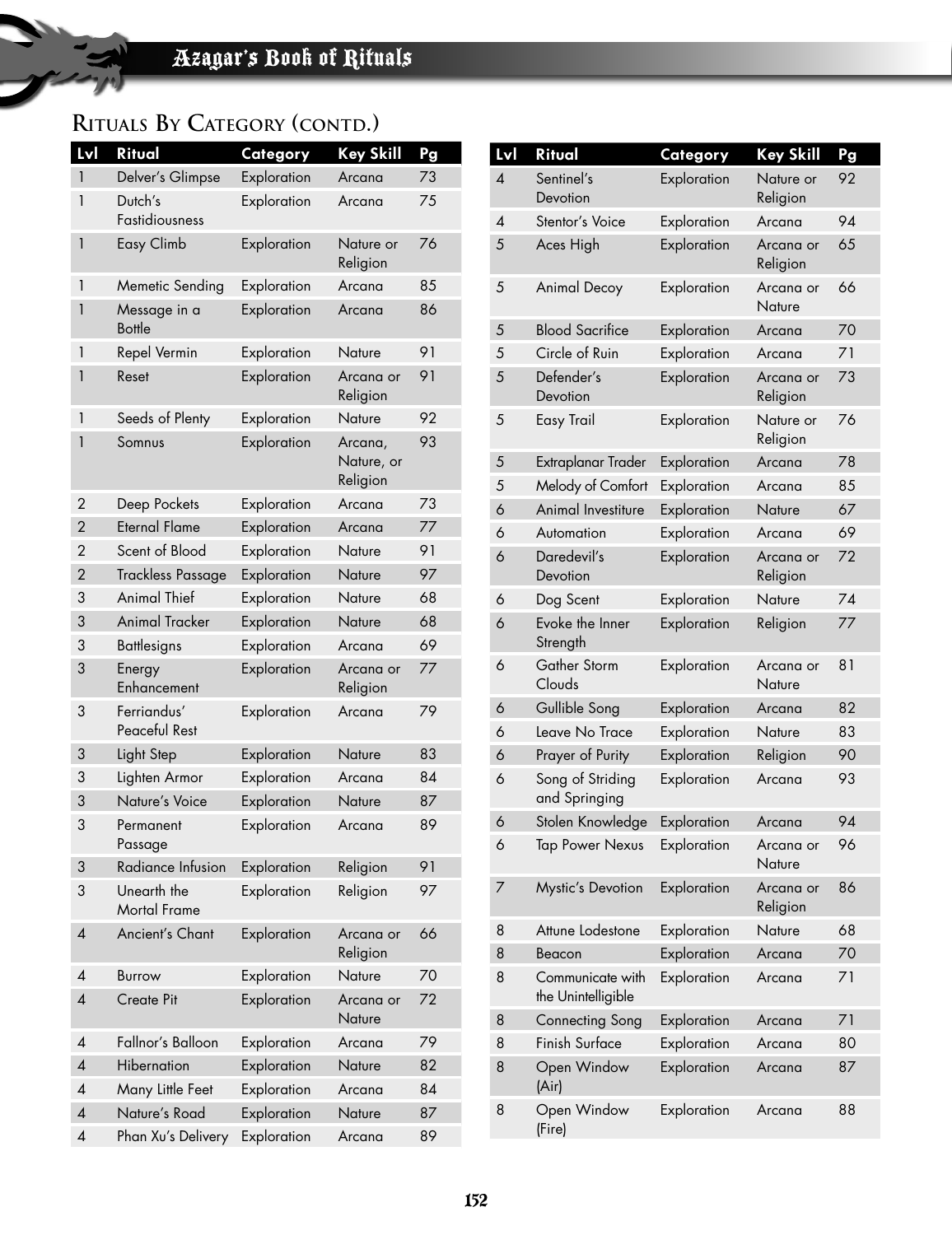## Rituals By Category (contd.)

| Lvl | Ritual | Category | Key Skill | Pg |
|---|---|---|---|---|
| 1 | Delver's Glimpse | Exploration | Arcana | 73 |
| 1 | Dutch's Fastidiousness | Exploration | Arcana | 75 |
| 1 | Easy Climb | Exploration | Nature or Religion | 76 |
| 1 | Memetic Sending | Exploration | Arcana | 85 |
| 1 | Message in a Bottle | Exploration | Arcana | 86 |
| 1 | Repel Vermin | Exploration | Nature | 91 |
| 1 | Reset | Exploration | Arcana or Religion | 91 |
| 1 | Seeds of Plenty | Exploration | Nature | 92 |
| 1 | Somnus | Exploration | Arcana, Nature, or Religion | 93 |
| 2 | Deep Pockets | Exploration | Arcana | 73 |
| 2 | Eternal Flame | Exploration | Arcana | 77 |
| 2 | Scent of Blood | Exploration | Nature | 91 |
| 2 | Trackless Passage | Exploration | Nature | 97 |
| 3 | Animal Thief | Exploration | Nature | 68 |
| 3 | Animal Tracker | Exploration | Nature | 68 |
| 3 | Battlesigns | Exploration | Arcana | 69 |
| 3 | Energy Enhancement | Exploration | Arcana or Religion | 77 |
| 3 | Ferriandus' Peaceful Rest | Exploration | Arcana | 79 |
| 3 | Light Step | Exploration | Nature | 83 |
| 3 | Lighten Armor | Exploration | Arcana | 84 |
| 3 | Nature's Voice | Exploration | Nature | 87 |
| 3 | Permanent Passage | Exploration | Arcana | 89 |
| 3 | Radiance Infusion | Exploration | Religion | 91 |
| 3 | Unearth the Mortal Frame | Exploration | Religion | 97 |
| 4 | Ancient's Chant | Exploration | Arcana or Religion | 66 |
| 4 | Burrow | Exploration | Nature | 70 |
| 4 | Create Pit | Exploration | Arcana or Nature | 72 |
| 4 | Fallnor's Balloon | Exploration | Arcana | 79 |
| 4 | Hibernation | Exploration | Nature | 82 |
| 4 | Many Little Feet | Exploration | Arcana | 84 |
| 4 | Nature's Road | Exploration | Nature | 87 |
| 4 | Phan Xu's Delivery | Exploration | Arcana | 89 |
| 4 | Sentinel's Devotion | Exploration | Nature or Religion | 92 |
| 4 | Stentor's Voice | Exploration | Arcana | 94 |
| 5 | Aces High | Exploration | Arcana or Religion | 65 |
| 5 | Animal Decoy | Exploration | Arcana or Nature | 66 |
| 5 | Blood Sacrifice | Exploration | Arcana | 70 |
| 5 | Circle of Ruin | Exploration | Arcana | 71 |
| 5 | Defender's Devotion | Exploration | Arcana or Religion | 73 |
| 5 | Easy Trail | Exploration | Nature or Religion | 76 |
| 5 | Extraplanar Trader | Exploration | Arcana | 78 |
| 5 | Melody of Comfort | Exploration | Arcana | 85 |
| 6 | Animal Investiture | Exploration | Nature | 67 |
| 6 | Automation | Exploration | Arcana | 69 |
| 6 | Daredevil's Devotion | Exploration | Arcana or Religion | 72 |
| 6 | Dog Scent | Exploration | Nature | 74 |
| 6 | Evoke the Inner Strength | Exploration | Religion | 77 |
| 6 | Gather Storm Clouds | Exploration | Arcana or Nature | 81 |
| 6 | Gullible Song | Exploration | Arcana | 82 |
| 6 | Leave No Trace | Exploration | Nature | 83 |
| 6 | Prayer of Purity | Exploration | Religion | 90 |
| 6 | Song of Striding and Springing | Exploration | Arcana | 93 |
| 6 | Stolen Knowledge | Exploration | Arcana | 94 |
| 6 | Tap Power Nexus | Exploration | Arcana or Nature | 96 |
| 7 | Mystic's Devotion | Exploration | Arcana or Religion | 86 |
| 8 | Attune Lodestone | Exploration | Nature | 68 |
| 8 | Beacon | Exploration | Arcana | 70 |
| 8 | Communicate with the Unintelligible | Exploration | Arcana | 71 |
| 8 | Connecting Song | Exploration | Arcana | 71 |
| 8 | Finish Surface | Exploration | Arcana | 80 |
| 8 | Open Window (Air) | Exploration | Arcana | 87 |
| 8 | Open Window (Fire) | Exploration | Arcana | 88 |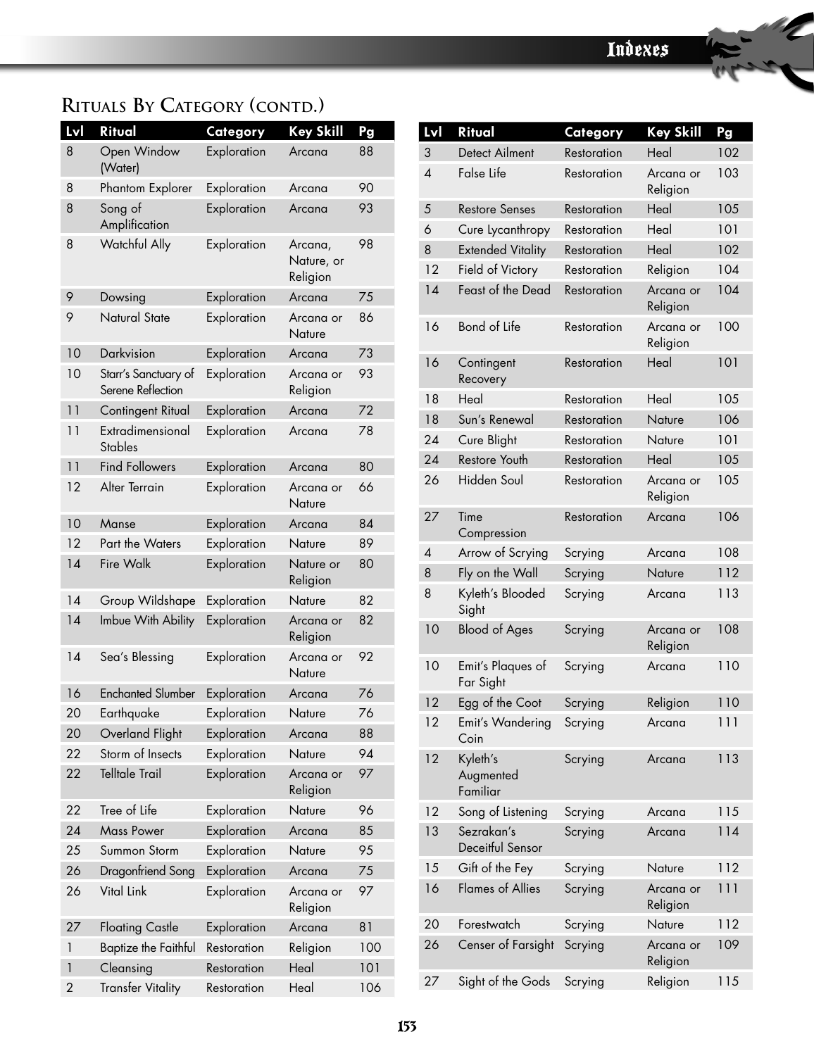## Rituals By Category (contd.)

| Lvl | Ritual | Category | Key Skill | Pg |
|---|---|---|---|---|
| 8 | Open Window (Water) | Exploration | Arcana | 88 |
| 8 | Phantom Explorer | Exploration | Arcana | 90 |
| 8 | Song of Amplification | Exploration | Arcana | 93 |
| 8 | Watchful Ally | Exploration | Arcana, Nature, or Religion | 98 |
| 9 | Dowsing | Exploration | Arcana | 75 |
| 9 | Natural State | Exploration | Arcana or Nature | 86 |
| 10 | Darkvision | Exploration | Arcana | 73 |
| 10 | Starr's Sanctuary of Serene Reflection | Exploration | Arcana or Religion | 93 |
| 11 | Contingent Ritual | Exploration | Arcana | 72 |
| 11 | Extradimensional Stables | Exploration | Arcana | 78 |
| 11 | Find Followers | Exploration | Arcana | 80 |
| 12 | Alter Terrain | Exploration | Arcana or Nature | 66 |
| 10 | Manse | Exploration | Arcana | 84 |
| 12 | Part the Waters | Exploration | Nature | 89 |
| 14 | Fire Walk | Exploration | Nature or Religion | 80 |
| 14 | Group Wildshape | Exploration | Nature | 82 |
| 14 | Imbue With Ability | Exploration | Arcana or Religion | 82 |
| 14 | Sea's Blessing | Exploration | Arcana or Nature | 92 |
| 16 | Enchanted Slumber | Exploration | Arcana | 76 |
| 20 | Earthquake | Exploration | Nature | 76 |
| 20 | Overland Flight | Exploration | Arcana | 88 |
| 22 | Storm of Insects | Exploration | Nature | 94 |
| 22 | Telltale Trail | Exploration | Arcana or Religion | 97 |
| 22 | Tree of Life | Exploration | Nature | 96 |
| 24 | Mass Power | Exploration | Arcana | 85 |
| 25 | Summon Storm | Exploration | Nature | 95 |
| 26 | Dragonfriend Song | Exploration | Arcana | 75 |
| 26 | Vital Link | Exploration | Arcana or Religion | 97 |
| 27 | Floating Castle | Exploration | Arcana | 81 |
| 1 | Baptize the Faithful | Restoration | Religion | 100 |
| 1 | Cleansing | Restoration | Heal | 101 |
| 2 | Transfer Vitality | Restoration | Heal | 106 |
| 3 | Detect Ailment | Restoration | Heal | 102 |
| 4 | False Life | Restoration | Arcana or Religion | 103 |
| 5 | Restore Senses | Restoration | Heal | 105 |
| 6 | Cure Lycanthropy | Restoration | Heal | 101 |
| 8 | Extended Vitality | Restoration | Heal | 102 |
| 12 | Field of Victory | Restoration | Religion | 104 |
| 14 | Feast of the Dead | Restoration | Arcana or Religion | 104 |
| 16 | Bond of Life | Restoration | Arcana or Religion | 100 |
| 16 | Contingent Recovery | Restoration | Heal | 101 |
| 18 | Heal | Restoration | Heal | 105 |
| 18 | Sun's Renewal | Restoration | Nature | 106 |
| 24 | Cure Blight | Restoration | Nature | 101 |
| 24 | Restore Youth | Restoration | Heal | 105 |
| 26 | Hidden Soul | Restoration | Arcana or Religion | 105 |
| 27 | Time Compression | Restoration | Arcana | 106 |
| 4 | Arrow of Scrying | Scrying | Arcana | 108 |
| 8 | Fly on the Wall | Scrying | Nature | 112 |
| 8 | Kyleth's Blooded Sight | Scrying | Arcana | 113 |
| 10 | Blood of Ages | Scrying | Arcana or Religion | 108 |
| 10 | Emit's Plaques of Far Sight | Scrying | Arcana | 110 |
| 12 | Egg of the Coot | Scrying | Religion | 110 |
| 12 | Emit's Wandering Coin | Scrying | Arcana | 111 |
| 12 | Kyleth's Augmented Familiar | Scrying | Arcana | 113 |
| 12 | Song of Listening | Scrying | Arcana | 115 |
| 13 | Sezrakan's Deceitful Sensor | Scrying | Arcana | 114 |
| 15 | Gift of the Fey | Scrying | Nature | 112 |
| 16 | Flames of Allies | Scrying | Arcana or Religion | 111 |
| 20 | Forestwatch | Scrying | Nature | 112 |
| 26 | Censer of Farsight | Scrying | Arcana or Religion | 109 |
| 27 | Sight of the Gods | Scrying | Religion | 115 |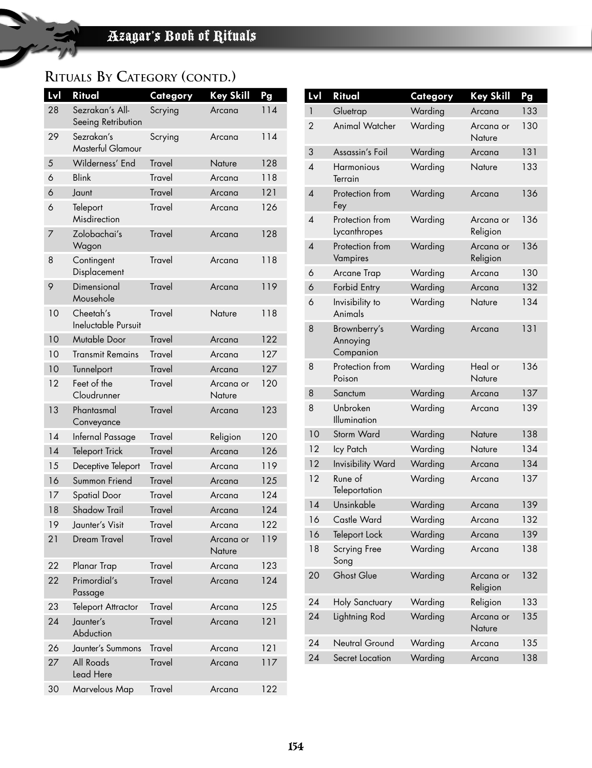## Rituals By Category (contd.)

| Lvl | Ritual | Category | Key Skill | Pg |
|---|---|---|---|---|
| 28 | Sezrakan's All-Seeing Retribution | Scrying | Arcana | 114 |
| 29 | Sezrakan's Masterful Glamour | Scrying | Arcana | 114 |
| 5 | Wilderness' End | Travel | Nature | 128 |
| 6 | Blink | Travel | Arcana | 118 |
| 6 | Jaunt | Travel | Arcana | 121 |
| 6 | Teleport Misdirection | Travel | Arcana | 126 |
| 7 | Zolobachai's Wagon | Travel | Arcana | 128 |
| 8 | Contingent Displacement | Travel | Arcana | 118 |
| 9 | Dimensional Mousehole | Travel | Arcana | 119 |
| 10 | Cheetah's Ineluctable Pursuit | Travel | Nature | 118 |
| 10 | Mutable Door | Travel | Arcana | 122 |
| 10 | Transmit Remains | Travel | Arcana | 127 |
| 10 | Tunnelport | Travel | Arcana | 127 |
| 12 | Feet of the Cloudrunner | Travel | Arcana or Nature | 120 |
| 13 | Phantasmal Conveyance | Travel | Arcana | 123 |
| 14 | Infernal Passage | Travel | Religion | 120 |
| 14 | Teleport Trick | Travel | Arcana | 126 |
| 15 | Deceptive Teleport | Travel | Arcana | 119 |
| 16 | Summon Friend | Travel | Arcana | 125 |
| 17 | Spatial Door | Travel | Arcana | 124 |
| 18 | Shadow Trail | Travel | Arcana | 124 |
| 19 | Jaunter's Visit | Travel | Arcana | 122 |
| 21 | Dream Travel | Travel | Arcana or Nature | 119 |
| 22 | Planar Trap | Travel | Arcana | 123 |
| 22 | Primordial's Passage | Travel | Arcana | 124 |
| 23 | Teleport Attractor | Travel | Arcana | 125 |
| 24 | Jaunter's Abduction | Travel | Arcana | 121 |
| 26 | Jaunter's Summons | Travel | Arcana | 121 |
| 27 | All Roads Lead Here | Travel | Arcana | 117 |
| 30 | Marvelous Map | Travel | Arcana | 122 |

| Lvl | Ritual | Category | Key Skill | Pg |
|---|---|---|---|---|
| 1 | Gluetrap | Warding | Arcana | 133 |
| 2 | Animal Watcher | Warding | Arcana or Nature | 130 |
| 3 | Assassin's Foil | Warding | Arcana | 131 |
| 4 | Harmonious Terrain | Warding | Nature | 133 |
| 4 | Protection from Fey | Warding | Arcana | 136 |
| 4 | Protection from Lycanthropes | Warding | Arcana or Religion | 136 |
| 4 | Protection from Vampires | Warding | Arcana or Religion | 136 |
| 6 | Arcane Trap | Warding | Arcana | 130 |
| 6 | Forbid Entry | Warding | Arcana | 132 |
| 6 | Invisibility to Animals | Warding | Nature | 134 |
| 8 | Brownberry's Annoying Companion | Warding | Arcana | 131 |
| 8 | Protection from Poison | Warding | Heal or Nature | 136 |
| 8 | Sanctum | Warding | Arcana | 137 |
| 8 | Unbroken Illumination | Warding | Arcana | 139 |
| 10 | Storm Ward | Warding | Nature | 138 |
| 12 | Icy Patch | Warding | Nature | 134 |
| 12 | Invisibility Ward | Warding | Arcana | 134 |
| 12 | Rune of Teleportation | Warding | Arcana | 137 |
| 14 | Unsinkable | Warding | Arcana | 139 |
| 16 | Castle Ward | Warding | Arcana | 132 |
| 16 | Teleport Lock | Warding | Arcana | 139 |
| 18 | Scrying Free Song | Warding | Arcana | 138 |
| 20 | Ghost Glue | Warding | Arcana or Religion | 132 |
| 24 | Holy Sanctuary | Warding | Religion | 133 |
| 24 | Lightning Rod | Warding | Arcana or Nature | 135 |
| 24 | Neutral Ground | Warding | Arcana | 135 |
| 24 | Secret Location | Warding | Arcana | 138 |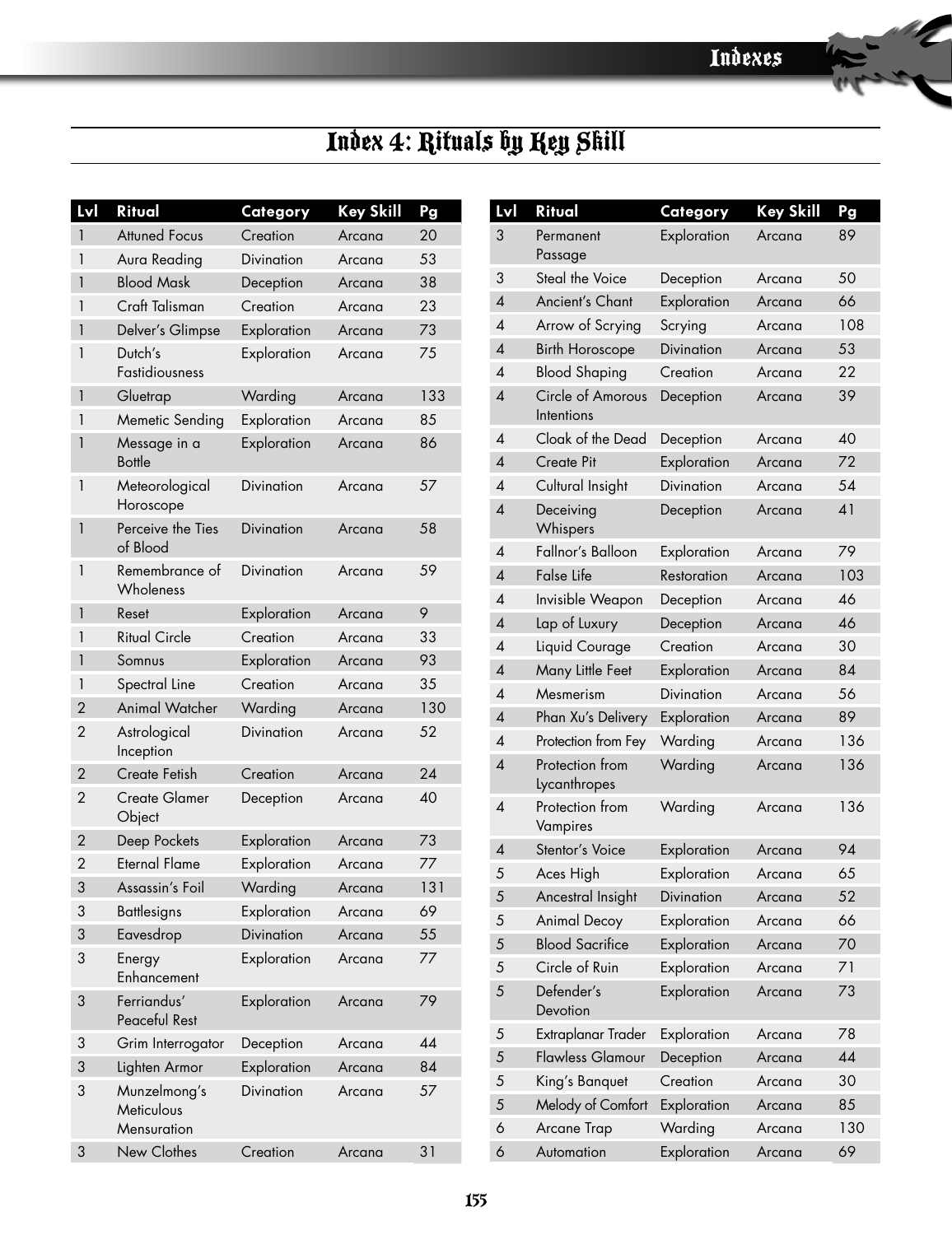# Index 4: Rituals by Key Skill

| Lvl | Ritual | Category | Key Skill | Pg |
|---|---|---|---|---|
| 1 | Attuned Focus | Creation | Arcana | 20 |
| 1 | Aura Reading | Divination | Arcana | 53 |
| 1 | Blood Mask | Deception | Arcana | 38 |
| 1 | Craft Talisman | Creation | Arcana | 23 |
| 1 | Delver's Glimpse | Exploration | Arcana | 73 |
| 1 | Dutch's Fastidiousness | Exploration | Arcana | 75 |
| 1 | Gluetrap | Warding | Arcana | 133 |
| 1 | Memetic Sending | Exploration | Arcana | 85 |
| 1 | Message in a Bottle | Exploration | Arcana | 86 |
| 1 | Meteorological Horoscope | Divination | Arcana | 57 |
| 1 | Perceive the Ties of Blood | Divination | Arcana | 58 |
| 1 | Remembrance of Wholeness | Divination | Arcana | 59 |
| 1 | Reset | Exploration | Arcana | 9 |
| 1 | Ritual Circle | Creation | Arcana | 33 |
| 1 | Somnus | Exploration | Arcana | 93 |
| 1 | Spectral Line | Creation | Arcana | 35 |
| 2 | Animal Watcher | Warding | Arcana | 130 |
| 2 | Astrological Inception | Divination | Arcana | 52 |
| 2 | Create Fetish | Creation | Arcana | 24 |
| 2 | Create Glamer Object | Deception | Arcana | 40 |
| 2 | Deep Pockets | Exploration | Arcana | 73 |
| 2 | Eternal Flame | Exploration | Arcana | 77 |
| 3 | Assassin's Foil | Warding | Arcana | 131 |
| 3 | Battlesigns | Exploration | Arcana | 69 |
| 3 | Eavesdrop | Divination | Arcana | 55 |
| 3 | Energy Enhancement | Exploration | Arcana | 77 |
| 3 | Ferriandus' Peaceful Rest | Exploration | Arcana | 79 |
| 3 | Grim Interrogator | Deception | Arcana | 44 |
| 3 | Lighten Armor | Exploration | Arcana | 84 |
| 3 | Munzelmong's Meticulous Mensuration | Divination | Arcana | 57 |
| 3 | New Clothes | Creation | Arcana | 31 |
| 3 | Permanent Passage | Exploration | Arcana | 89 |
| 3 | Steal the Voice | Deception | Arcana | 50 |
| 4 | Ancient's Chant | Exploration | Arcana | 66 |
| 4 | Arrow of Scrying | Scrying | Arcana | 108 |
| 4 | Birth Horoscope | Divination | Arcana | 53 |
| 4 | Blood Shaping | Creation | Arcana | 22 |
| 4 | Circle of Amorous Intentions | Deception | Arcana | 39 |
| 4 | Cloak of the Dead | Deception | Arcana | 40 |
| 4 | Create Pit | Exploration | Arcana | 72 |
| 4 | Cultural Insight | Divination | Arcana | 54 |
| 4 | Deceiving Whispers | Deception | Arcana | 41 |
| 4 | Fallnor's Balloon | Exploration | Arcana | 79 |
| 4 | False Life | Restoration | Arcana | 103 |
| 4 | Invisible Weapon | Deception | Arcana | 46 |
| 4 | Lap of Luxury | Deception | Arcana | 46 |
| 4 | Liquid Courage | Creation | Arcana | 30 |
| 4 | Many Little Feet | Exploration | Arcana | 84 |
| 4 | Mesmerism | Divination | Arcana | 56 |
| 4 | Phan Xu's Delivery | Exploration | Arcana | 89 |
| 4 | Protection from Fey | Warding | Arcana | 136 |
| 4 | Protection from Lycanthropes | Warding | Arcana | 136 |
| 4 | Protection from Vampires | Warding | Arcana | 136 |
| 4 | Stentor's Voice | Exploration | Arcana | 94 |
| 5 | Aces High | Exploration | Arcana | 65 |
| 5 | Ancestral Insight | Divination | Arcana | 52 |
| 5 | Animal Decoy | Exploration | Arcana | 66 |
| 5 | Blood Sacrifice | Exploration | Arcana | 70 |
| 5 | Circle of Ruin | Exploration | Arcana | 71 |
| 5 | Defender's Devotion | Exploration | Arcana | 73 |
| 5 | Extraplanar Trader | Exploration | Arcana | 78 |
| 5 | Flawless Glamour | Deception | Arcana | 44 |
| 5 | King's Banquet | Creation | Arcana | 30 |
| 5 | Melody of Comfort | Exploration | Arcana | 85 |
| 6 | Arcane Trap | Warding | Arcana | 130 |
| 6 | Automation | Exploration | Arcana | 69 |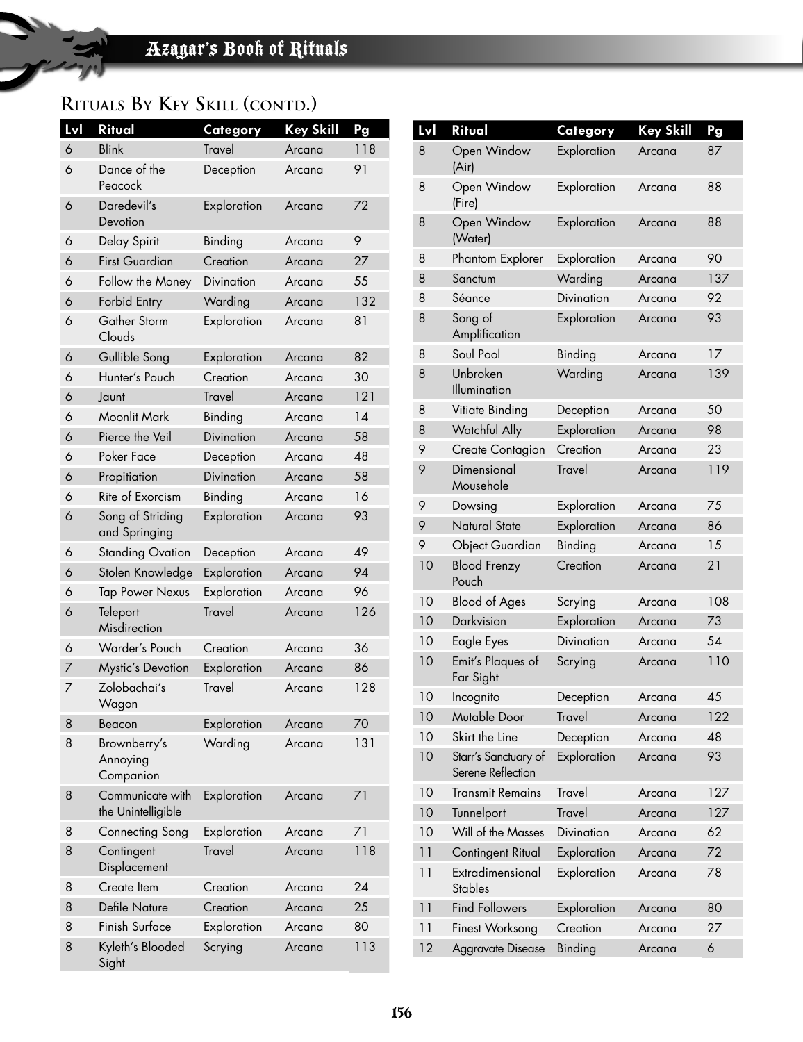## Rituals By Key Skill (contd.)

| Lvl | Ritual | Category | Key Skill | Pg |
|---|---|---|---|---|
| 6 | Blink | Travel | Arcana | 118 |
| 6 | Dance of the Peacock | Deception | Arcana | 91 |
| 6 | Daredevil's Devotion | Exploration | Arcana | 72 |
| 6 | Delay Spirit | Binding | Arcana | 9 |
| 6 | First Guardian | Creation | Arcana | 27 |
| 6 | Follow the Money | Divination | Arcana | 55 |
| 6 | Forbid Entry | Warding | Arcana | 132 |
| 6 | Gather Storm Clouds | Exploration | Arcana | 81 |
| 6 | Gullible Song | Exploration | Arcana | 82 |
| 6 | Hunter's Pouch | Creation | Arcana | 30 |
| 6 | Jaunt | Travel | Arcana | 121 |
| 6 | Moonlit Mark | Binding | Arcana | 14 |
| 6 | Pierce the Veil | Divination | Arcana | 58 |
| 6 | Poker Face | Deception | Arcana | 48 |
| 6 | Propitiation | Divination | Arcana | 58 |
| 6 | Rite of Exorcism | Binding | Arcana | 16 |
| 6 | Song of Striding and Springing | Exploration | Arcana | 93 |
| 6 | Standing Ovation | Deception | Arcana | 49 |
| 6 | Stolen Knowledge | Exploration | Arcana | 94 |
| 6 | Tap Power Nexus | Exploration | Arcana | 96 |
| 6 | Teleport Misdirection | Travel | Arcana | 126 |
| 6 | Warder's Pouch | Creation | Arcana | 36 |
| 7 | Mystic's Devotion | Exploration | Arcana | 86 |
| 7 | Zolobachai's Wagon | Travel | Arcana | 128 |
| 8 | Beacon | Exploration | Arcana | 70 |
| 8 | Brownberry's Annoying Companion | Warding | Arcana | 131 |
| 8 | Communicate with the Unintelligible | Exploration | Arcana | 71 |
| 8 | Connecting Song | Exploration | Arcana | 71 |
| 8 | Contingent Displacement | Travel | Arcana | 118 |
| 8 | Create Item | Creation | Arcana | 24 |
| 8 | Defile Nature | Creation | Arcana | 25 |
| 8 | Finish Surface | Exploration | Arcana | 80 |
| 8 | Kyleth's Blooded Sight | Scrying | Arcana | 113 |
| 8 | Open Window (Air) | Exploration | Arcana | 87 |
| 8 | Open Window (Fire) | Exploration | Arcana | 88 |
| 8 | Open Window (Water) | Exploration | Arcana | 88 |
| 8 | Phantom Explorer | Exploration | Arcana | 90 |
| 8 | Sanctum | Warding | Arcana | 137 |
| 8 | Séance | Divination | Arcana | 92 |
| 8 | Song of Amplification | Exploration | Arcana | 93 |
| 8 | Soul Pool | Binding | Arcana | 17 |
| 8 | Unbroken Illumination | Warding | Arcana | 139 |
| 8 | Vitiate Binding | Deception | Arcana | 50 |
| 8 | Watchful Ally | Exploration | Arcana | 98 |
| 9 | Create Contagion | Creation | Arcana | 23 |
| 9 | Dimensional Mousehole | Travel | Arcana | 119 |
| 9 | Dowsing | Exploration | Arcana | 75 |
| 9 | Natural State | Exploration | Arcana | 86 |
| 9 | Object Guardian | Binding | Arcana | 15 |
| 10 | Blood Frenzy Pouch | Creation | Arcana | 21 |
| 10 | Blood of Ages | Scrying | Arcana | 108 |
| 10 | Darkvision | Exploration | Arcana | 73 |
| 10 | Eagle Eyes | Divination | Arcana | 54 |
| 10 | Emit's Plaques of Far Sight | Scrying | Arcana | 110 |
| 10 | Incognito | Deception | Arcana | 45 |
| 10 | Mutable Door | Travel | Arcana | 122 |
| 10 | Skirt the Line | Deception | Arcana | 48 |
| 10 | Starr's Sanctuary of Serene Reflection | Exploration | Arcana | 93 |
| 10 | Transmit Remains | Travel | Arcana | 127 |
| 10 | Tunnelport | Travel | Arcana | 127 |
| 10 | Will of the Masses | Divination | Arcana | 62 |
| 11 | Contingent Ritual | Exploration | Arcana | 72 |
| 11 | Extradimensional Stables | Exploration | Arcana | 78 |
| 11 | Find Followers | Exploration | Arcana | 80 |
| 11 | Finest Worksong | Creation | Arcana | 27 |
| 12 | Aggravate Disease | Binding | Arcana | 6 |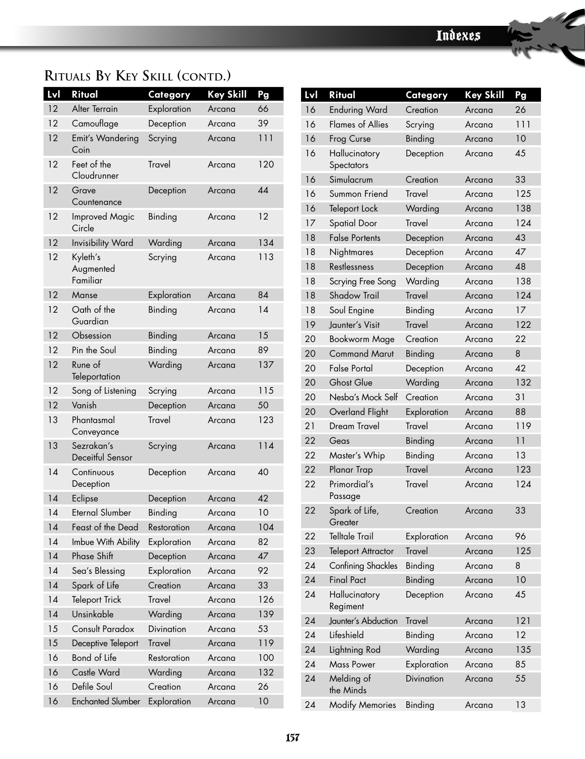## Rituals By Key Skill (contd.)

| Lvl | Ritual | Category | Key Skill | Pg |
|---|---|---|---|---|
| 12 | Alter Terrain | Exploration | Arcana | 66 |
| 12 | Camouflage | Deception | Arcana | 39 |
| 12 | Emit's Wandering Coin | Scrying | Arcana | 111 |
| 12 | Feet of the Cloudrunner | Travel | Arcana | 120 |
| 12 | Grave Countenance | Deception | Arcana | 44 |
| 12 | Improved Magic Circle | Binding | Arcana | 12 |
| 12 | Invisibility Ward | Warding | Arcana | 134 |
| 12 | Kyleth's Augmented Familiar | Scrying | Arcana | 113 |
| 12 | Manse | Exploration | Arcana | 84 |
| 12 | Oath of the Guardian | Binding | Arcana | 14 |
| 12 | Obsession | Binding | Arcana | 15 |
| 12 | Pin the Soul | Binding | Arcana | 89 |
| 12 | Rune of Teleportation | Warding | Arcana | 137 |
| 12 | Song of Listening | Scrying | Arcana | 115 |
| 12 | Vanish | Deception | Arcana | 50 |
| 13 | Phantasmal Conveyance | Travel | Arcana | 123 |
| 13 | Sezrakan's Deceitful Sensor | Scrying | Arcana | 114 |
| 14 | Continuous Deception | Deception | Arcana | 40 |
| 14 | Eclipse | Deception | Arcana | 42 |
| 14 | Eternal Slumber | Binding | Arcana | 10 |
| 14 | Feast of the Dead | Restoration | Arcana | 104 |
| 14 | Imbue With Ability | Exploration | Arcana | 82 |
| 14 | Phase Shift | Deception | Arcana | 47 |
| 14 | Sea's Blessing | Exploration | Arcana | 92 |
| 14 | Spark of Life | Creation | Arcana | 33 |
| 14 | Teleport Trick | Travel | Arcana | 126 |
| 14 | Unsinkable | Warding | Arcana | 139 |
| 15 | Consult Paradox | Divination | Arcana | 53 |
| 15 | Deceptive Teleport | Travel | Arcana | 119 |
| 16 | Bond of Life | Restoration | Arcana | 100 |
| 16 | Castle Ward | Warding | Arcana | 132 |
| 16 | Defile Soul | Creation | Arcana | 26 |
| 16 | Enchanted Slumber | Exploration | Arcana | 10 |
| 16 | Enduring Ward | Creation | Arcana | 26 |
| 16 | Flames of Allies | Scrying | Arcana | 111 |
| 16 | Frog Curse | Binding | Arcana | 10 |
| 16 | Hallucinatory Spectators | Deception | Arcana | 45 |
| 16 | Simulacrum | Creation | Arcana | 33 |
| 16 | Summon Friend | Travel | Arcana | 125 |
| 16 | Teleport Lock | Warding | Arcana | 138 |
| 17 | Spatial Door | Travel | Arcana | 124 |
| 18 | False Portents | Deception | Arcana | 43 |
| 18 | Nightmares | Deception | Arcana | 47 |
| 18 | Restlessness | Deception | Arcana | 48 |
| 18 | Scrying Free Song | Warding | Arcana | 138 |
| 18 | Shadow Trail | Travel | Arcana | 124 |
| 18 | Soul Engine | Binding | Arcana | 17 |
| 19 | Jaunter's Visit | Travel | Arcana | 122 |
| 20 | Bookworm Mage | Creation | Arcana | 22 |
| 20 | Command Marut | Binding | Arcana | 8 |
| 20 | False Portal | Deception | Arcana | 42 |
| 20 | Ghost Glue | Warding | Arcana | 132 |
| 20 | Nesba's Mock Self | Creation | Arcana | 31 |
| 20 | Overland Flight | Exploration | Arcana | 88 |
| 21 | Dream Travel | Travel | Arcana | 119 |
| 22 | Geas | Binding | Arcana | 11 |
| 22 | Master's Whip | Binding | Arcana | 13 |
| 22 | Planar Trap | Travel | Arcana | 123 |
| 22 | Primordial's Passage | Travel | Arcana | 124 |
| 22 | Spark of Life, Greater | Creation | Arcana | 33 |
| 22 | Telltale Trail | Exploration | Arcana | 96 |
| 23 | Teleport Attractor | Travel | Arcana | 125 |
| 24 | Confining Shackles | Binding | Arcana | 8 |
| 24 | Final Pact | Binding | Arcana | 10 |
| 24 | Hallucinatory Regiment | Deception | Arcana | 45 |
| 24 | Jaunter's Abduction | Travel | Arcana | 121 |
| 24 | Lifeshield | Binding | Arcana | 12 |
| 24 | Lightning Rod | Warding | Arcana | 135 |
| 24 | Mass Power | Exploration | Arcana | 85 |
| 24 | Melding of the Minds | Divination | Arcana | 55 |
| 24 | Modify Memories | Binding | Arcana | 13 |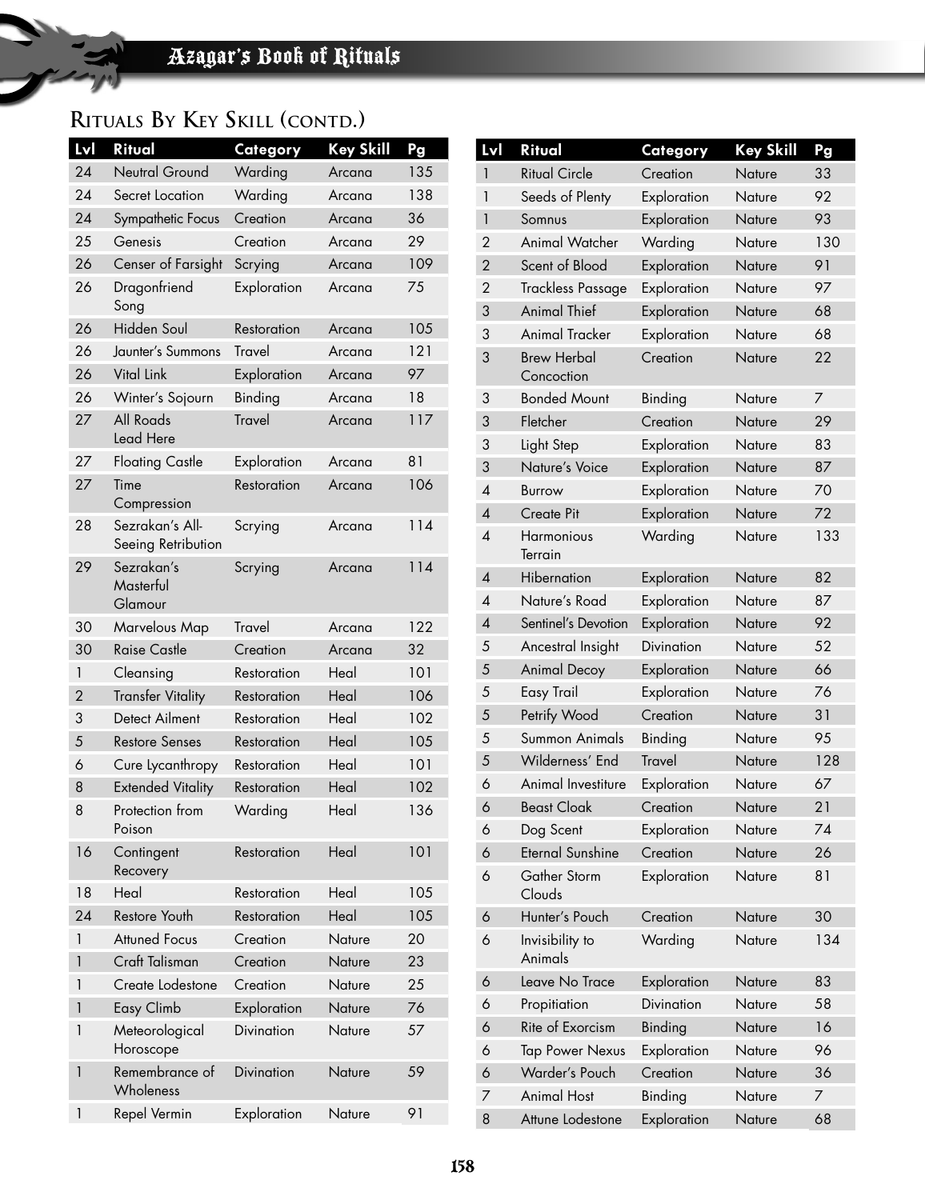## Rituals By Key Skill (contd.)

| Lvl | Ritual | Category | Key Skill | Pg |
|---|---|---|---|---|
| 24 | Neutral Ground | Warding | Arcana | 135 |
| 24 | Secret Location | Warding | Arcana | 138 |
| 24 | Sympathetic Focus | Creation | Arcana | 36 |
| 25 | Genesis | Creation | Arcana | 29 |
| 26 | Censer of Farsight | Scrying | Arcana | 109 |
| 26 | Dragonfriend Song | Exploration | Arcana | 75 |
| 26 | Hidden Soul | Restoration | Arcana | 105 |
| 26 | Jaunter's Summons | Travel | Arcana | 121 |
| 26 | Vital Link | Exploration | Arcana | 97 |
| 26 | Winter's Sojourn | Binding | Arcana | 18 |
| 27 | All Roads Lead Here | Travel | Arcana | 117 |
| 27 | Floating Castle | Exploration | Arcana | 81 |
| 27 | Time Compression | Restoration | Arcana | 106 |
| 28 | Sezrakan's All-Seeing Retribution | Scrying | Arcana | 114 |
| 29 | Sezrakan's Masterful Glamour | Scrying | Arcana | 114 |
| 30 | Marvelous Map | Travel | Arcana | 122 |
| 30 | Raise Castle | Creation | Arcana | 32 |
| 1 | Cleansing | Restoration | Heal | 101 |
| 2 | Transfer Vitality | Restoration | Heal | 106 |
| 3 | Detect Ailment | Restoration | Heal | 102 |
| 5 | Restore Senses | Restoration | Heal | 105 |
| 6 | Cure Lycanthropy | Restoration | Heal | 101 |
| 8 | Extended Vitality | Restoration | Heal | 102 |
| 8 | Protection from Poison | Warding | Heal | 136 |
| 16 | Contingent Recovery | Restoration | Heal | 101 |
| 18 | Heal | Restoration | Heal | 105 |
| 24 | Restore Youth | Restoration | Heal | 105 |
| 1 | Attuned Focus | Creation | Nature | 20 |
| 1 | Craft Talisman | Creation | Nature | 23 |
| 1 | Create Lodestone | Creation | Nature | 25 |
| 1 | Easy Climb | Exploration | Nature | 76 |
| 1 | Meteorological Horoscope | Divination | Nature | 57 |
| 1 | Remembrance of Wholeness | Divination | Nature | 59 |
| 1 | Repel Vermin | Exploration | Nature | 91 |
| 1 | Ritual Circle | Creation | Nature | 33 |
| 1 | Seeds of Plenty | Exploration | Nature | 92 |
| 1 | Somnus | Exploration | Nature | 93 |
| 2 | Animal Watcher | Warding | Nature | 130 |
| 2 | Scent of Blood | Exploration | Nature | 91 |
| 2 | Trackless Passage | Exploration | Nature | 97 |
| 3 | Animal Thief | Exploration | Nature | 68 |
| 3 | Animal Tracker | Exploration | Nature | 68 |
| 3 | Brew Herbal Concoction | Creation | Nature | 22 |
| 3 | Bonded Mount | Binding | Nature | 7 |
| 3 | Fletcher | Creation | Nature | 29 |
| 3 | Light Step | Exploration | Nature | 83 |
| 3 | Nature's Voice | Exploration | Nature | 87 |
| 4 | Burrow | Exploration | Nature | 70 |
| 4 | Create Pit | Exploration | Nature | 72 |
| 4 | Harmonious Terrain | Warding | Nature | 133 |
| 4 | Hibernation | Exploration | Nature | 82 |
| 4 | Nature's Road | Exploration | Nature | 87 |
| 4 | Sentinel's Devotion | Exploration | Nature | 92 |
| 5 | Ancestral Insight | Divination | Nature | 52 |
| 5 | Animal Decoy | Exploration | Nature | 66 |
| 5 | Easy Trail | Exploration | Nature | 76 |
| 5 | Petrify Wood | Creation | Nature | 31 |
| 5 | Summon Animals | Binding | Nature | 95 |
| 5 | Wilderness' End | Travel | Nature | 128 |
| 6 | Animal Investiture | Exploration | Nature | 67 |
| 6 | Beast Cloak | Creation | Nature | 21 |
| 6 | Dog Scent | Exploration | Nature | 74 |
| 6 | Eternal Sunshine | Creation | Nature | 26 |
| 6 | Gather Storm Clouds | Exploration | Nature | 81 |
| 6 | Hunter's Pouch | Creation | Nature | 30 |
| 6 | Invisibility to Animals | Warding | Nature | 134 |
| 6 | Leave No Trace | Exploration | Nature | 83 |
| 6 | Propitiation | Divination | Nature | 58 |
| 6 | Rite of Exorcism | Binding | Nature | 16 |
| 6 | Tap Power Nexus | Exploration | Nature | 96 |
| 6 | Warder's Pouch | Creation | Nature | 36 |
| 7 | Animal Host | Binding | Nature | 7 |
| 8 | Attune Lodestone | Exploration | Nature | 68 |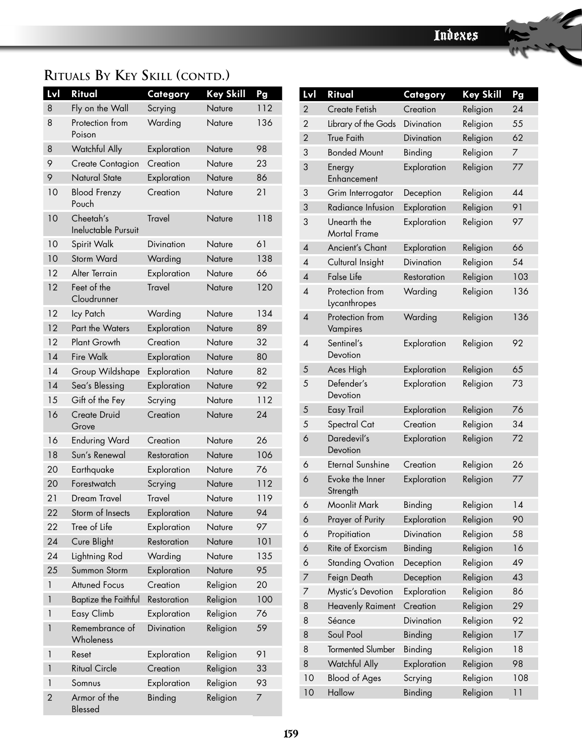## Rituals By Key Skill (contd.)

| Lvl | Ritual | Category | Key Skill | Pg |
|---|---|---|---|---|
| 8 | Fly on the Wall | Scrying | Nature | 112 |
| 8 | Protection from Poison | Warding | Nature | 136 |
| 8 | Watchful Ally | Exploration | Nature | 98 |
| 9 | Create Contagion | Creation | Nature | 23 |
| 9 | Natural State | Exploration | Nature | 86 |
| 10 | Blood Frenzy Pouch | Creation | Nature | 21 |
| 10 | Cheetah's Ineluctable Pursuit | Travel | Nature | 118 |
| 10 | Spirit Walk | Divination | Nature | 61 |
| 10 | Storm Ward | Warding | Nature | 138 |
| 12 | Alter Terrain | Exploration | Nature | 66 |
| 12 | Feet of the Cloudrunner | Travel | Nature | 120 |
| 12 | Icy Patch | Warding | Nature | 134 |
| 12 | Part the Waters | Exploration | Nature | 89 |
| 12 | Plant Growth | Creation | Nature | 32 |
| 14 | Fire Walk | Exploration | Nature | 80 |
| 14 | Group Wildshape | Exploration | Nature | 82 |
| 14 | Sea's Blessing | Exploration | Nature | 92 |
| 15 | Gift of the Fey | Scrying | Nature | 112 |
| 16 | Create Druid Grove | Creation | Nature | 24 |
| 16 | Enduring Ward | Creation | Nature | 26 |
| 18 | Sun's Renewal | Restoration | Nature | 106 |
| 20 | Earthquake | Exploration | Nature | 76 |
| 20 | Forestwatch | Scrying | Nature | 112 |
| 21 | Dream Travel | Travel | Nature | 119 |
| 22 | Storm of Insects | Exploration | Nature | 94 |
| 22 | Tree of Life | Exploration | Nature | 97 |
| 24 | Cure Blight | Restoration | Nature | 101 |
| 24 | Lightning Rod | Warding | Nature | 135 |
| 25 | Summon Storm | Exploration | Nature | 95 |
| 1 | Attuned Focus | Creation | Religion | 20 |
| 1 | Baptize the Faithful | Restoration | Religion | 100 |
| 1 | Easy Climb | Exploration | Religion | 76 |
| 1 | Remembrance of Wholeness | Divination | Religion | 59 |
| 1 | Reset | Exploration | Religion | 91 |
| 1 | Ritual Circle | Creation | Religion | 33 |
| 1 | Somnus | Exploration | Religion | 93 |
| 2 | Armor of the Blessed | Binding | Religion | 7 |
| 2 | Create Fetish | Creation | Religion | 24 |
| 2 | Library of the Gods | Divination | Religion | 55 |
| 2 | True Faith | Divination | Religion | 62 |
| 3 | Bonded Mount | Binding | Religion | 7 |
| 3 | Energy Enhancement | Exploration | Religion | 77 |
| 3 | Grim Interrogator | Deception | Religion | 44 |
| 3 | Radiance Infusion | Exploration | Religion | 91 |
| 3 | Unearth the Mortal Frame | Exploration | Religion | 97 |
| 4 | Ancient's Chant | Exploration | Religion | 66 |
| 4 | Cultural Insight | Divination | Religion | 54 |
| 4 | False Life | Restoration | Religion | 103 |
| 4 | Protection from Lycanthropes | Warding | Religion | 136 |
| 4 | Protection from Vampires | Warding | Religion | 136 |
| 4 | Sentinel's Devotion | Exploration | Religion | 92 |
| 5 | Aces High | Exploration | Religion | 65 |
| 5 | Defender's Devotion | Exploration | Religion | 73 |
| 5 | Easy Trail | Exploration | Religion | 76 |
| 5 | Spectral Cat | Creation | Religion | 34 |
| 6 | Daredevil's Devotion | Exploration | Religion | 72 |
| 6 | Eternal Sunshine | Creation | Religion | 26 |
| 6 | Evoke the Inner Strength | Exploration | Religion | 77 |
| 6 | Moonlit Mark | Binding | Religion | 14 |
| 6 | Prayer of Purity | Exploration | Religion | 90 |
| 6 | Propitiation | Divination | Religion | 58 |
| 6 | Rite of Exorcism | Binding | Religion | 16 |
| 6 | Standing Ovation | Deception | Religion | 49 |
| 7 | Feign Death | Deception | Religion | 43 |
| 7 | Mystic's Devotion | Exploration | Religion | 86 |
| 8 | Heavenly Raiment | Creation | Religion | 29 |
| 8 | Séance | Divination | Religion | 92 |
| 8 | Soul Pool | Binding | Religion | 17 |
| 8 | Tormented Slumber | Binding | Religion | 18 |
| 8 | Watchful Ally | Exploration | Religion | 98 |
| 10 | Blood of Ages | Scrying | Religion | 108 |
| 10 | Hallow | Binding | Religion | 11 |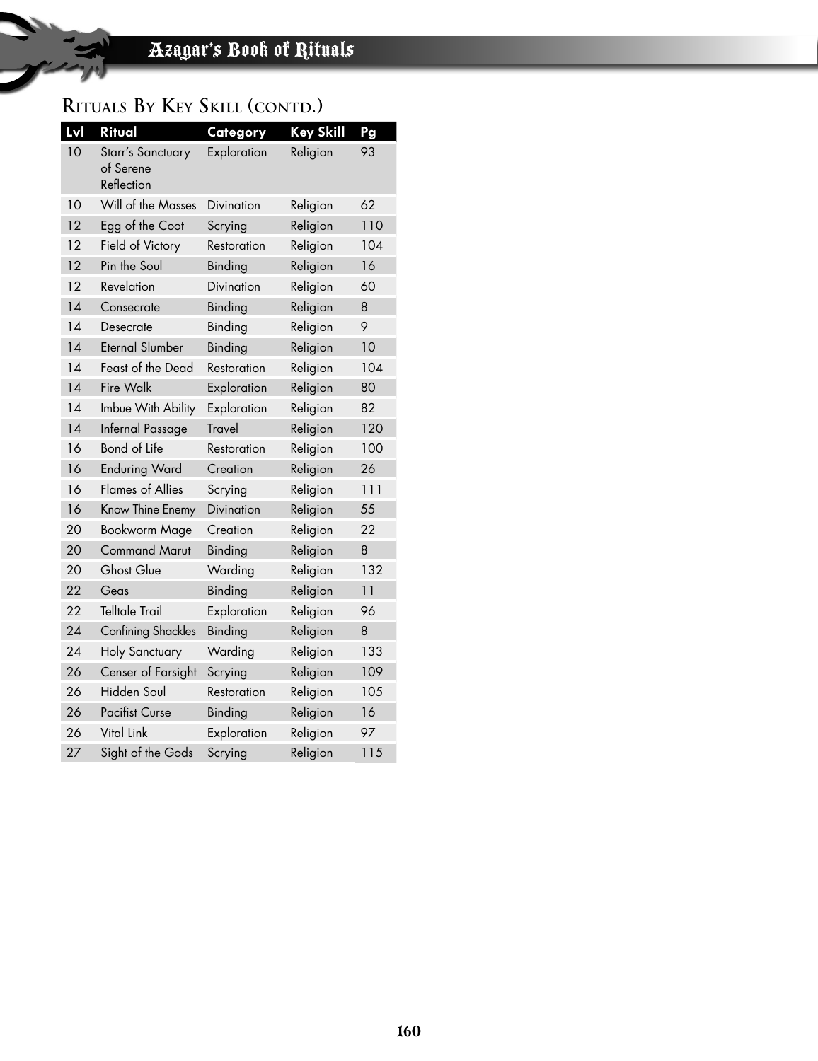## Rituals By Key Skill (contd.)

| Lvl | Ritual | Category | Key Skill | Pg |
|---|---|---|---|---|
| 10 | Starr's Sanctuary of Serene Reflection | Exploration | Religion | 93 |
| 10 | Will of the Masses | Divination | Religion | 62 |
| 12 | Egg of the Coot | Scrying | Religion | 110 |
| 12 | Field of Victory | Restoration | Religion | 104 |
| 12 | Pin the Soul | Binding | Religion | 16 |
| 12 | Revelation | Divination | Religion | 60 |
| 14 | Consecrate | Binding | Religion | 8 |
| 14 | Desecrate | Binding | Religion | 9 |
| 14 | Eternal Slumber | Binding | Religion | 10 |
| 14 | Feast of the Dead | Restoration | Religion | 104 |
| 14 | Fire Walk | Exploration | Religion | 80 |
| 14 | Imbue With Ability | Exploration | Religion | 82 |
| 14 | Infernal Passage | Travel | Religion | 120 |
| 16 | Bond of Life | Restoration | Religion | 100 |
| 16 | Enduring Ward | Creation | Religion | 26 |
| 16 | Flames of Allies | Scrying | Religion | 111 |
| 16 | Know Thine Enemy | Divination | Religion | 55 |
| 20 | Bookworm Mage | Creation | Religion | 22 |
| 20 | Command Marut | Binding | Religion | 8 |
| 20 | Ghost Glue | Warding | Religion | 132 |
| 22 | Geas | Binding | Religion | 11 |
| 22 | Telltale Trail | Exploration | Religion | 96 |
| 24 | Confining Shackles | Binding | Religion | 8 |
| 24 | Holy Sanctuary | Warding | Religion | 133 |
| 26 | Censer of Farsight | Scrying | Religion | 109 |
| 26 | Hidden Soul | Restoration | Religion | 105 |
| 26 | Pacifist Curse | Binding | Religion | 16 |
| 26 | Vital Link | Exploration | Religion | 97 |
| 27 | Sight of the Gods | Scrying | Religion | 115 |